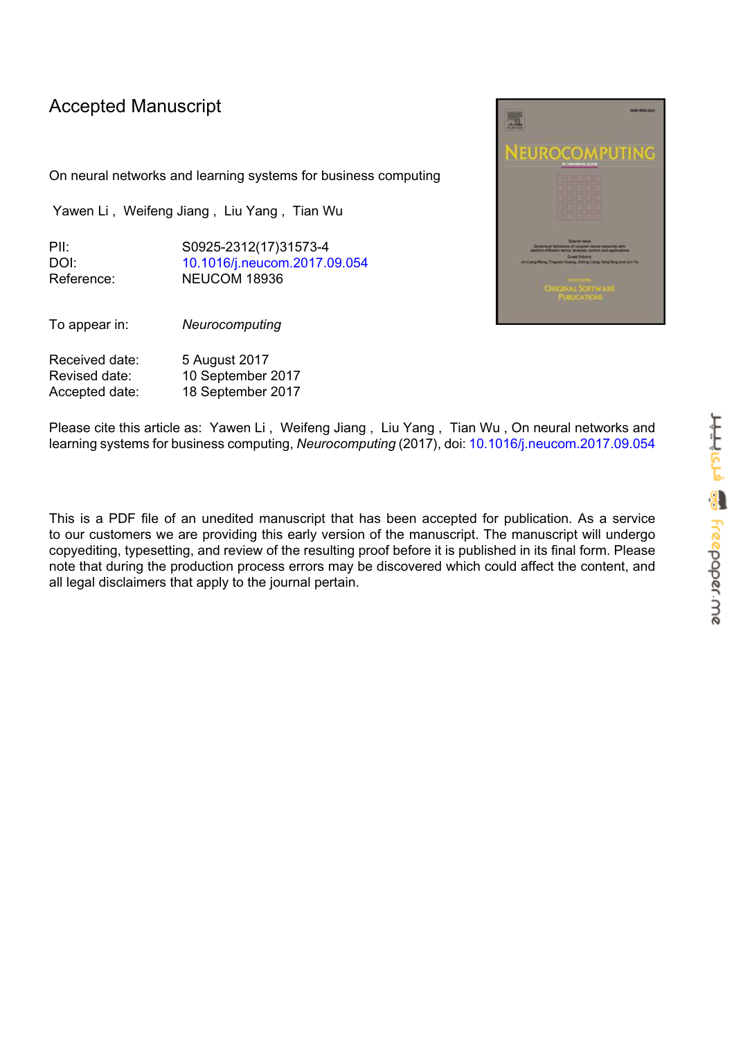# Accepted Manuscript

On neural networks and learning systems for business computing

Yawen Li , Weifeng Jiang , Liu Yang , Tian Wu

PII: S0925-2312(17)31573-4
DOI: 10.1016/j.neucom.2017.09.054
Reference: NEUCOM 18936

To appear in: *Neurocomputing*

Received date: 5 August 2017
Revised date: 10 September 2017
Accepted date: 18 September 2017

Please cite this article as: Yawen Li , Weifeng Jiang , Liu Yang , Tian Wu , On neural networks and learning systems for business computing, *Neurocomputing* (2017), doi: 10.1016/j.neucom.2017.09.054

This is a PDF file of an unedited manuscript that has been accepted for publication. As a service to our customers we are providing this early version of the manuscript. The manuscript will undergo copyediting, typesetting, and review of the resulting proof before it is published in its final form. Please note that during the production process errors may be discovered which could affect the content, and all legal disclaimers that apply to the journal pertain.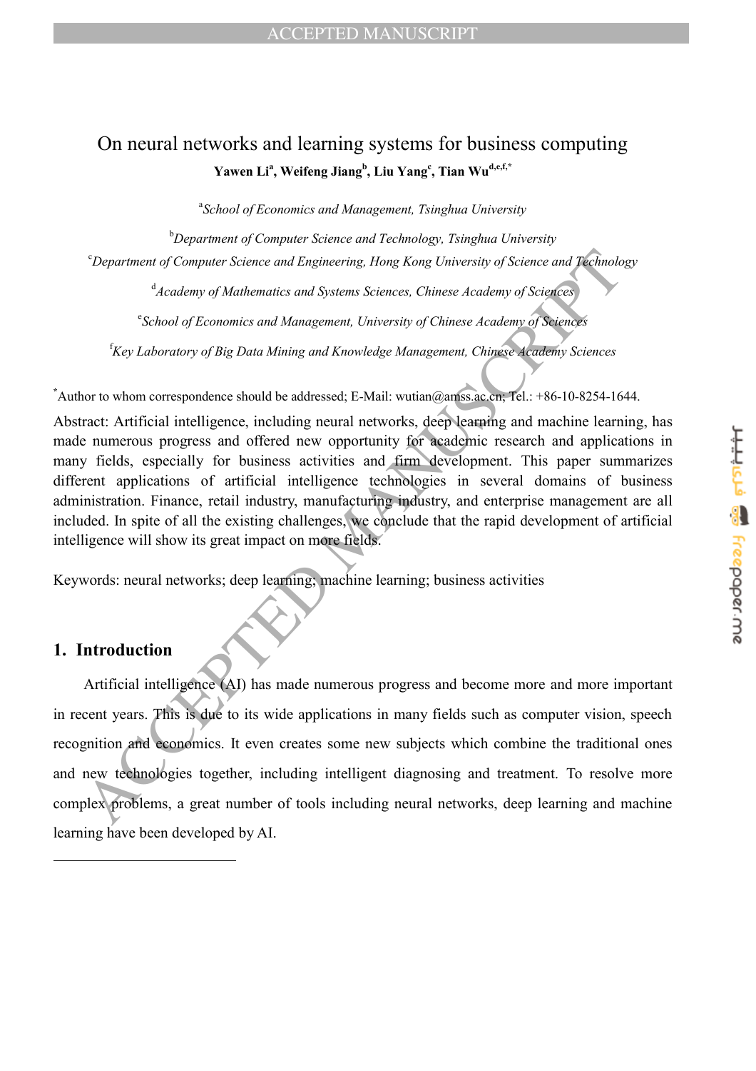# On neural networks and learning systems for business computing

**Yawen Li[a], Weifeng Jiang[b], Liu Yang[c], Tian Wu[d,e,f,*]**

[a]*School of Economics and Management, Tsinghua University*

[b]*Department of Computer Science and Technology, Tsinghua University*

[c]*Department of Computer Science and Engineering, Hong Kong University of Science and Technology*

[d]*Academy of Mathematics and Systems Sciences, Chinese Academy of Sciences*

[e]*School of Economics and Management, University of Chinese Academy of Sciences*

[f]*Key Laboratory of Big Data Mining and Knowledge Management, Chinese Academy Sciences*

[*]Author to whom correspondence should be addressed; E-Mail: wutian@amss.ac.cn; Tel.: +86-10-8254-1644.

Abstract: Artificial intelligence, including neural networks, deep learning and machine learning, has made numerous progress and offered new opportunity for academic research and applications in many fields, especially for business activities and firm development. This paper summarizes different applications of artificial intelligence technologies in several domains of business administration. Finance, retail industry, manufacturing industry, and enterprise management are all included. In spite of all the existing challenges, we conclude that the rapid development of artificial intelligence will show its great impact on more fields.

Keywords: neural networks; deep learning; machine learning; business activities

## 1. Introduction

Artificial intelligence (AI) has made numerous progress and become more and more important in recent years. This is due to its wide applications in many fields such as computer vision, speech recognition and economics. It even creates some new subjects which combine the traditional ones and new technologies together, including intelligent diagnosing and treatment. To resolve more complex problems, a great number of tools including neural networks, deep learning and machine learning have been developed by AI.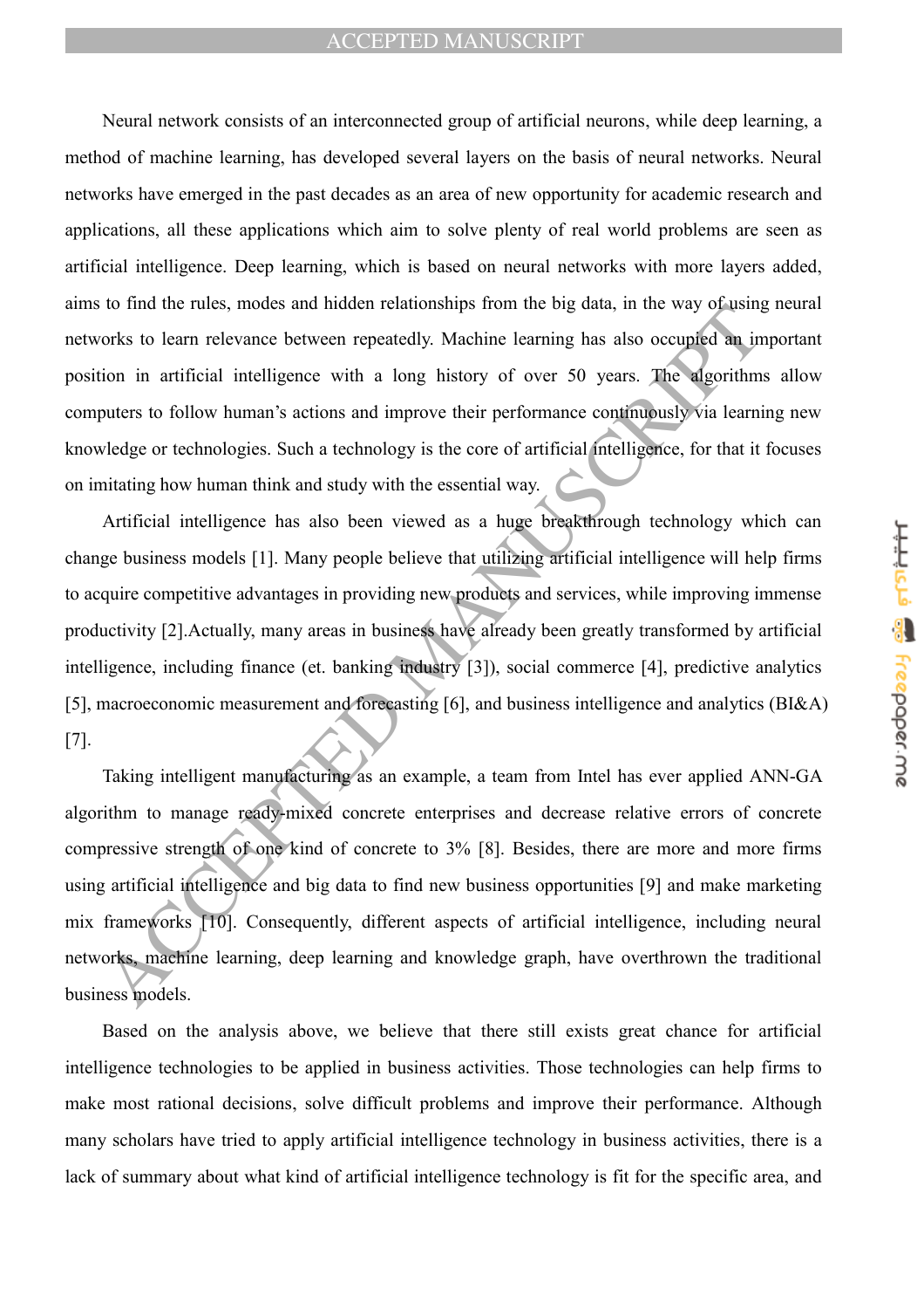Neural network consists of an interconnected group of artificial neurons, while deep learning, a method of machine learning, has developed several layers on the basis of neural networks. Neural networks have emerged in the past decades as an area of new opportunity for academic research and applications, all these applications which aim to solve plenty of real world problems are seen as artificial intelligence. Deep learning, which is based on neural networks with more layers added, aims to find the rules, modes and hidden relationships from the big data, in the way of using neural networks to learn relevance between repeatedly. Machine learning has also occupied an important position in artificial intelligence with a long history of over 50 years. The algorithms allow computers to follow human's actions and improve their performance continuously via learning new knowledge or technologies. Such a technology is the core of artificial intelligence, for that it focuses on imitating how human think and study with the essential way.

Artificial intelligence has also been viewed as a huge breakthrough technology which can change business models [1]. Many people believe that utilizing artificial intelligence will help firms to acquire competitive advantages in providing new products and services, while improving immense productivity [2].Actually, many areas in business have already been greatly transformed by artificial intelligence, including finance (et. banking industry [3]), social commerce [4], predictive analytics [5], macroeconomic measurement and forecasting [6], and business intelligence and analytics (BI&A) [7].

Taking intelligent manufacturing as an example, a team from Intel has ever applied ANN-GA algorithm to manage ready-mixed concrete enterprises and decrease relative errors of concrete compressive strength of one kind of concrete to 3% [8]. Besides, there are more and more firms using artificial intelligence and big data to find new business opportunities [9] and make marketing mix frameworks [10]. Consequently, different aspects of artificial intelligence, including neural networks, machine learning, deep learning and knowledge graph, have overthrown the traditional business models.

Based on the analysis above, we believe that there still exists great chance for artificial intelligence technologies to be applied in business activities. Those technologies can help firms to make most rational decisions, solve difficult problems and improve their performance. Although many scholars have tried to apply artificial intelligence technology in business activities, there is a lack of summary about what kind of artificial intelligence technology is fit for the specific area, and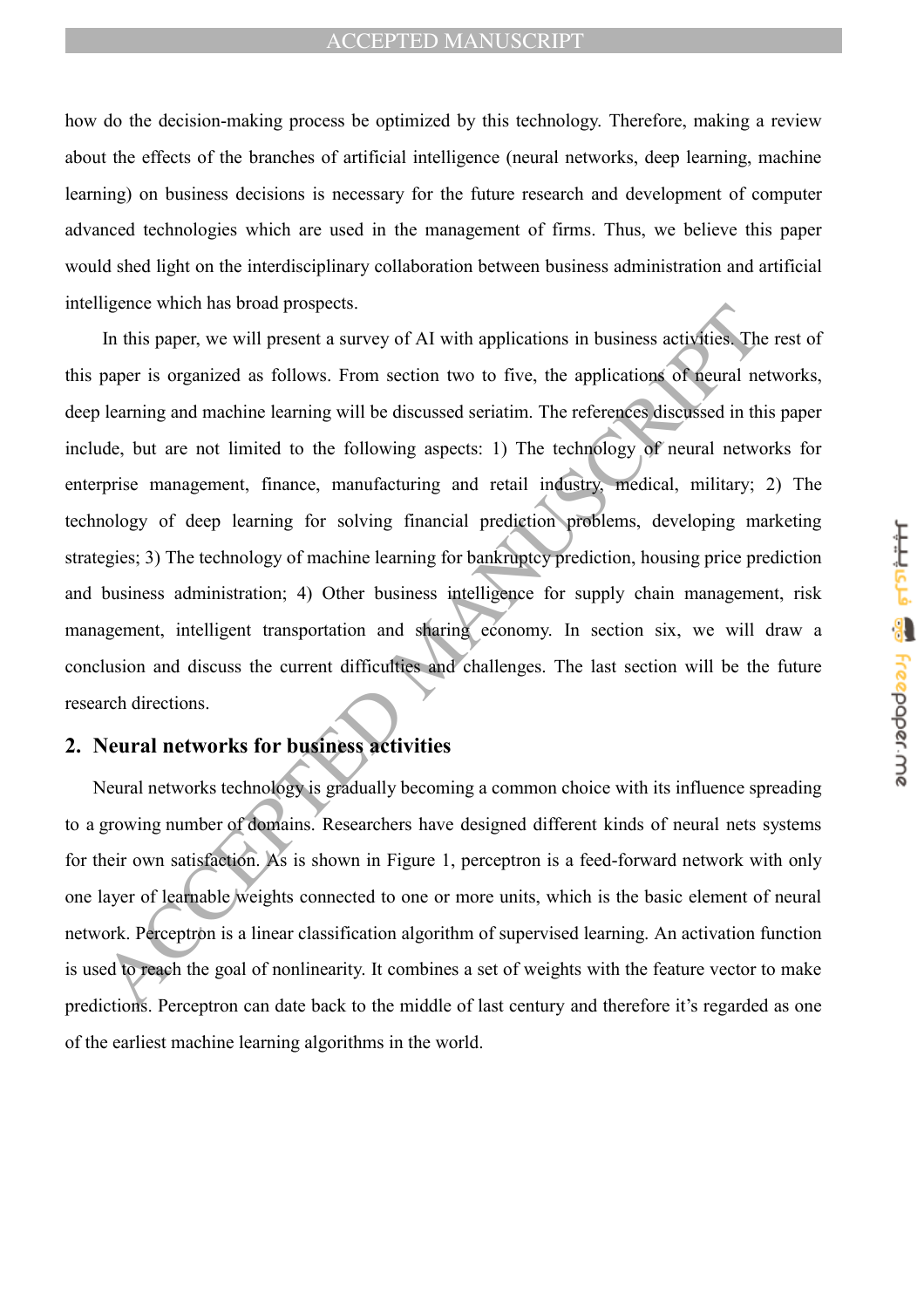how do the decision-making process be optimized by this technology. Therefore, making a review about the effects of the branches of artificial intelligence (neural networks, deep learning, machine learning) on business decisions is necessary for the future research and development of computer advanced technologies which are used in the management of firms. Thus, we believe this paper would shed light on the interdisciplinary collaboration between business administration and artificial intelligence which has broad prospects.

In this paper, we will present a survey of AI with applications in business activities. The rest of this paper is organized as follows. From section two to five, the applications of neural networks, deep learning and machine learning will be discussed seriatim. The references discussed in this paper include, but are not limited to the following aspects: 1) The technology of neural networks for enterprise management, finance, manufacturing and retail industry, medical, military; 2) The technology of deep learning for solving financial prediction problems, developing marketing strategies; 3) The technology of machine learning for bankruptcy prediction, housing price prediction and business administration; 4) Other business intelligence for supply chain management, risk management, intelligent transportation and sharing economy. In section six, we will draw a conclusion and discuss the current difficulties and challenges. The last section will be the future research directions.

## 2. Neural networks for business activities

Neural networks technology is gradually becoming a common choice with its influence spreading to a growing number of domains. Researchers have designed different kinds of neural nets systems for their own satisfaction. As is shown in Figure 1, perceptron is a feed-forward network with only one layer of learnable weights connected to one or more units, which is the basic element of neural network. Perceptron is a linear classification algorithm of supervised learning. An activation function is used to reach the goal of nonlinearity. It combines a set of weights with the feature vector to make predictions. Perceptron can date back to the middle of last century and therefore it's regarded as one of the earliest machine learning algorithms in the world.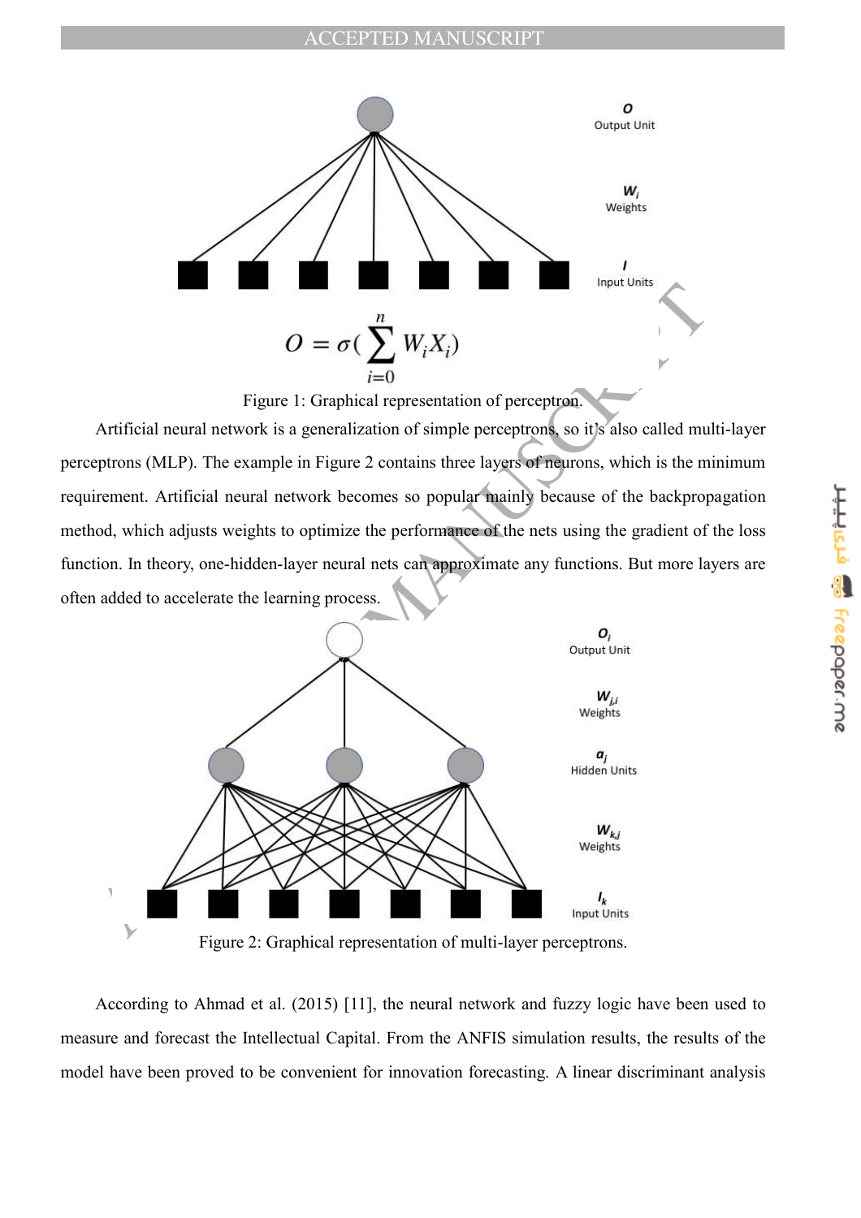$$O = \sigma(\sum_{i=0}^{n} W_i X_i)$$

Figure 1: Graphical representation of perceptron.

Artificial neural network is a generalization of simple perceptrons, so it's also called multi-layer perceptrons (MLP). The example in Figure 2 contains three layers of neurons, which is the minimum requirement. Artificial neural network becomes so popular mainly because of the backpropagation method, which adjusts weights to optimize the performance of the nets using the gradient of the loss function. In theory, one-hidden-layer neural nets can approximate any functions. But more layers are often added to accelerate the learning process.

Figure 2: Graphical representation of multi-layer perceptrons.

According to Ahmad et al. (2015) [11], the neural network and fuzzy logic have been used to measure and forecast the Intellectual Capital. From the ANFIS simulation results, the results of the model have been proved to be convenient for innovation forecasting. A linear discriminant analysis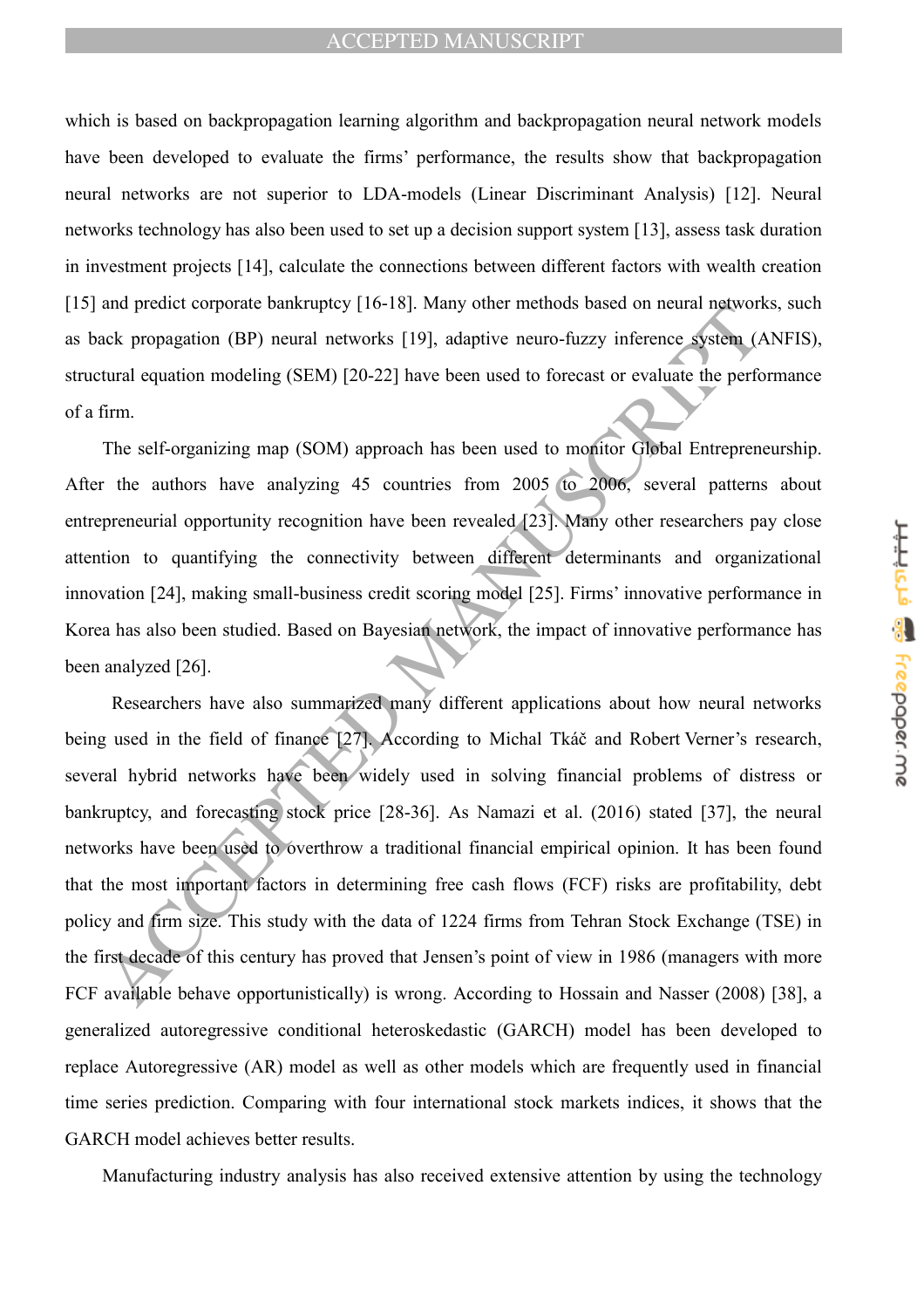which is based on backpropagation learning algorithm and backpropagation neural network models have been developed to evaluate the firms' performance, the results show that backpropagation neural networks are not superior to LDA-models (Linear Discriminant Analysis) [12]. Neural networks technology has also been used to set up a decision support system [13], assess task duration in investment projects [14], calculate the connections between different factors with wealth creation [15] and predict corporate bankruptcy [16-18]. Many other methods based on neural networks, such as back propagation (BP) neural networks [19], adaptive neuro-fuzzy inference system (ANFIS), structural equation modeling (SEM) [20-22] have been used to forecast or evaluate the performance of a firm.

The self-organizing map (SOM) approach has been used to monitor Global Entrepreneurship. After the authors have analyzing 45 countries from 2005 to 2006, several patterns about entrepreneurial opportunity recognition have been revealed [23]. Many other researchers pay close attention to quantifying the connectivity between different determinants and organizational innovation [24], making small-business credit scoring model [25]. Firms' innovative performance in Korea has also been studied. Based on Bayesian network, the impact of innovative performance has been analyzed [26].

Researchers have also summarized many different applications about how neural networks being used in the field of finance [27]. According to Michal Tkáč and Robert Verner's research, several hybrid networks have been widely used in solving financial problems of distress or bankruptcy, and forecasting stock price [28-36]. As Namazi et al. (2016) stated [37], the neural networks have been used to overthrow a traditional financial empirical opinion. It has been found that the most important factors in determining free cash flows (FCF) risks are profitability, debt policy and firm size. This study with the data of 1224 firms from Tehran Stock Exchange (TSE) in the first decade of this century has proved that Jensen's point of view in 1986 (managers with more FCF available behave opportunistically) is wrong. According to Hossain and Nasser (2008) [38], a generalized autoregressive conditional heteroskedastic (GARCH) model has been developed to replace Autoregressive (AR) model as well as other models which are frequently used in financial time series prediction. Comparing with four international stock markets indices, it shows that the GARCH model achieves better results.

Manufacturing industry analysis has also received extensive attention by using the technology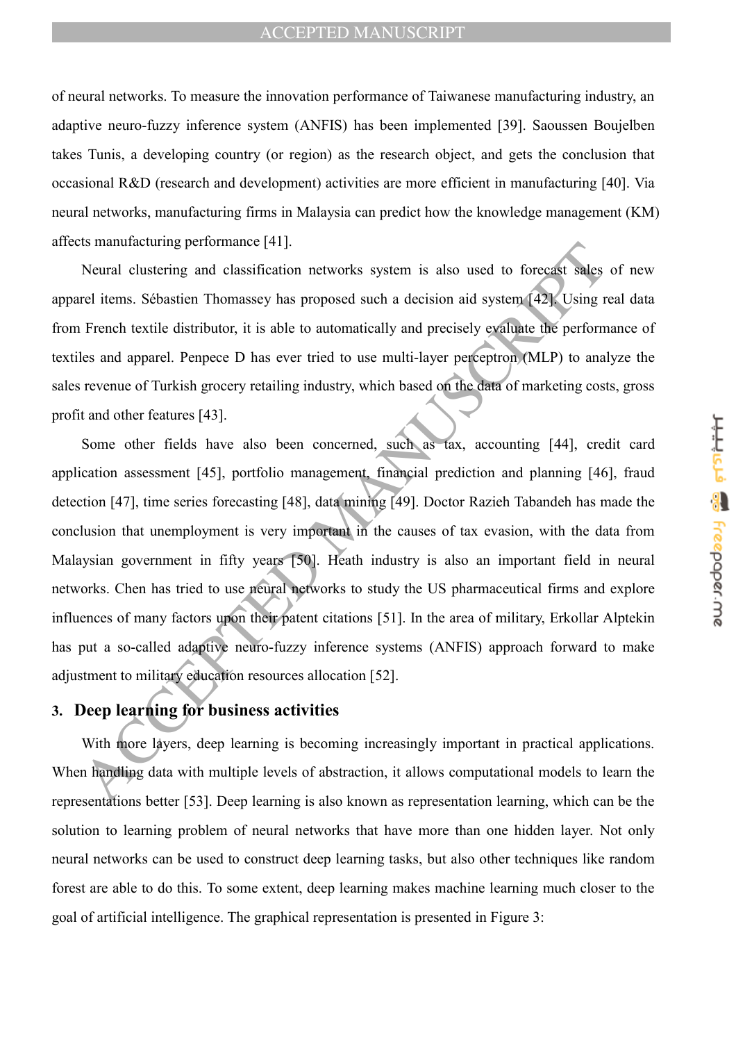of neural networks. To measure the innovation performance of Taiwanese manufacturing industry, an adaptive neuro-fuzzy inference system (ANFIS) has been implemented [39]. Saoussen Boujelben takes Tunis, a developing country (or region) as the research object, and gets the conclusion that occasional R&D (research and development) activities are more efficient in manufacturing [40]. Via neural networks, manufacturing firms in Malaysia can predict how the knowledge management (KM) affects manufacturing performance [41].

Neural clustering and classification networks system is also used to forecast sales of new apparel items. Sébastien Thomassey has proposed such a decision aid system [42]. Using real data from French textile distributor, it is able to automatically and precisely evaluate the performance of textiles and apparel. Penpece D has ever tried to use multi-layer perceptron (MLP) to analyze the sales revenue of Turkish grocery retailing industry, which based on the data of marketing costs, gross profit and other features [43].

Some other fields have also been concerned, such as tax, accounting [44], credit card application assessment [45], portfolio management, financial prediction and planning [46], fraud detection [47], time series forecasting [48], data mining [49]. Doctor Razieh Tabandeh has made the conclusion that unemployment is very important in the causes of tax evasion, with the data from Malaysian government in fifty years [50]. Heath industry is also an important field in neural networks. Chen has tried to use neural networks to study the US pharmaceutical firms and explore influences of many factors upon their patent citations [51]. In the area of military, Erkollar Alptekin has put a so-called adaptive neuro-fuzzy inference systems (ANFIS) approach forward to make adjustment to military education resources allocation [52].

## 3. Deep learning for business activities

With more layers, deep learning is becoming increasingly important in practical applications. When handling data with multiple levels of abstraction, it allows computational models to learn the representations better [53]. Deep learning is also known as representation learning, which can be the solution to learning problem of neural networks that have more than one hidden layer. Not only neural networks can be used to construct deep learning tasks, but also other techniques like random forest are able to do this. To some extent, deep learning makes machine learning much closer to the goal of artificial intelligence. The graphical representation is presented in Figure 3: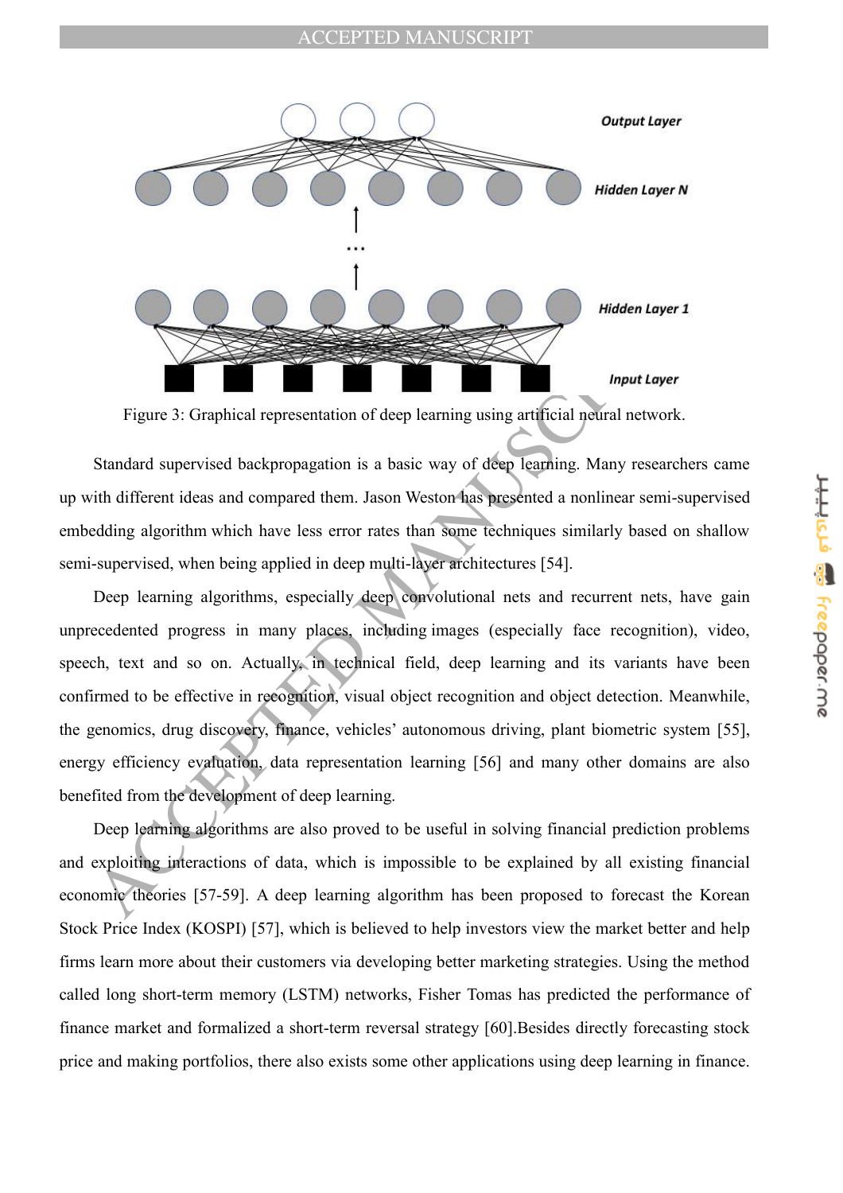Figure 3: Graphical representation of deep learning using artificial neural network.

Standard supervised backpropagation is a basic way of deep learning. Many researchers came up with different ideas and compared them. Jason Weston has presented a nonlinear semi-supervised embedding algorithm which have less error rates than some techniques similarly based on shallow semi-supervised, when being applied in deep multi-layer architectures [54].

Deep learning algorithms, especially deep convolutional nets and recurrent nets, have gain unprecedented progress in many places, including images (especially face recognition), video, speech, text and so on. Actually, in technical field, deep learning and its variants have been confirmed to be effective in recognition, visual object recognition and object detection. Meanwhile, the genomics, drug discovery, finance, vehicles' autonomous driving, plant biometric system [55], energy efficiency evaluation, data representation learning [56] and many other domains are also benefited from the development of deep learning.

Deep learning algorithms are also proved to be useful in solving financial prediction problems and exploiting interactions of data, which is impossible to be explained by all existing financial economic theories [57-59]. A deep learning algorithm has been proposed to forecast the Korean Stock Price Index (KOSPI) [57], which is believed to help investors view the market better and help firms learn more about their customers via developing better marketing strategies. Using the method called long short-term memory (LSTM) networks, Fisher Tomas has predicted the performance of finance market and formalized a short-term reversal strategy [60].Besides directly forecasting stock price and making portfolios, there also exists some other applications using deep learning in finance.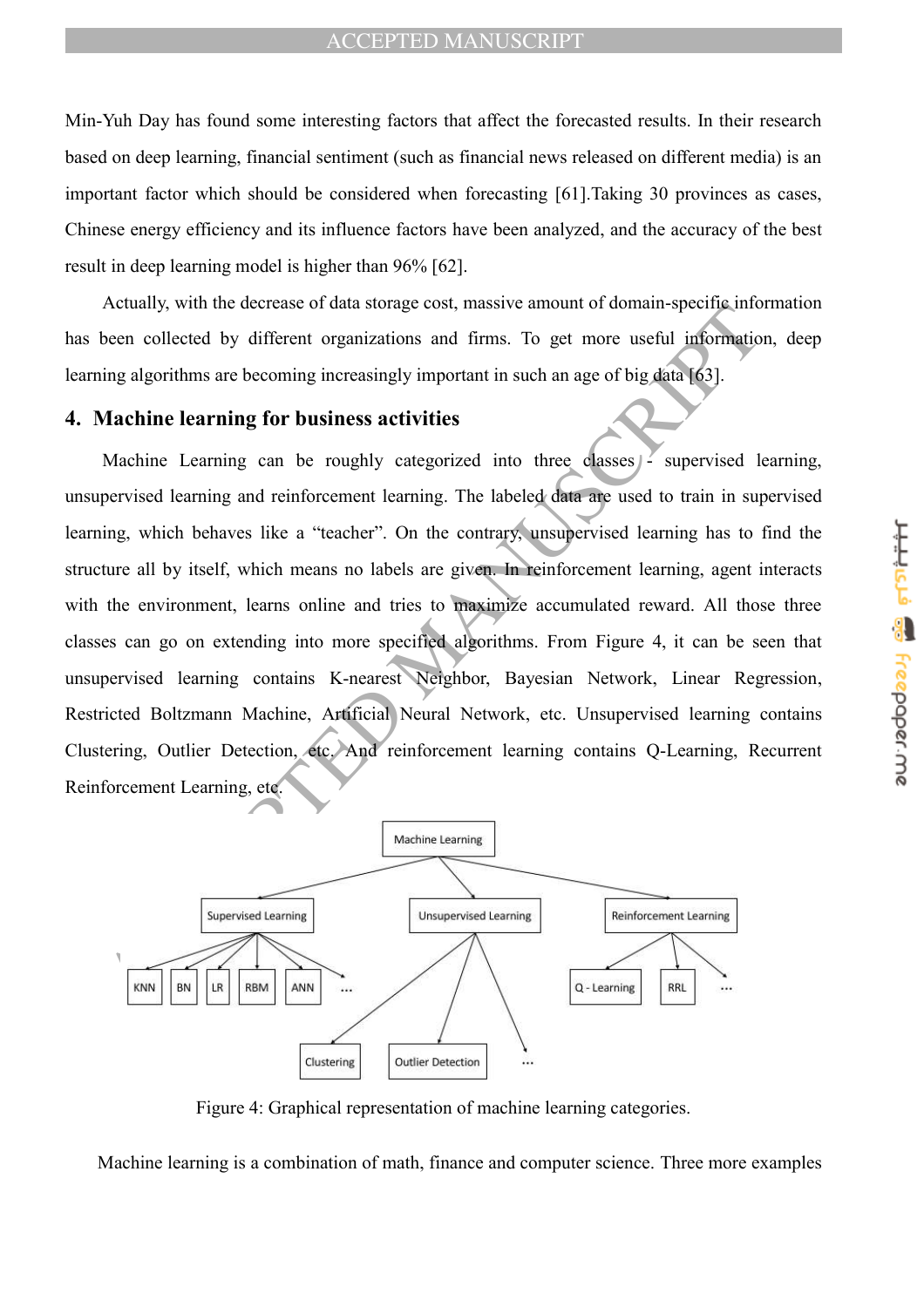Min-Yuh Day has found some interesting factors that affect the forecasted results. In their research based on deep learning, financial sentiment (such as financial news released on different media) is an important factor which should be considered when forecasting [61].Taking 30 provinces as cases, Chinese energy efficiency and its influence factors have been analyzed, and the accuracy of the best result in deep learning model is higher than 96% [62].

Actually, with the decrease of data storage cost, massive amount of domain-specific information has been collected by different organizations and firms. To get more useful information, deep learning algorithms are becoming increasingly important in such an age of big data [63].

## 4. Machine learning for business activities

Machine Learning can be roughly categorized into three classes - supervised learning, unsupervised learning and reinforcement learning. The labeled data are used to train in supervised learning, which behaves like a "teacher". On the contrary, unsupervised learning has to find the structure all by itself, which means no labels are given. In reinforcement learning, agent interacts with the environment, learns online and tries to maximize accumulated reward. All those three classes can go on extending into more specified algorithms. From Figure 4, it can be seen that unsupervised learning contains K-nearest Neighbor, Bayesian Network, Linear Regression, Restricted Boltzmann Machine, Artificial Neural Network, etc. Unsupervised learning contains Clustering, Outlier Detection, etc. And reinforcement learning contains Q-Learning, Recurrent Reinforcement Learning, etc.

Figure 4: Graphical representation of machine learning categories.

Machine learning is a combination of math, finance and computer science. Three more examples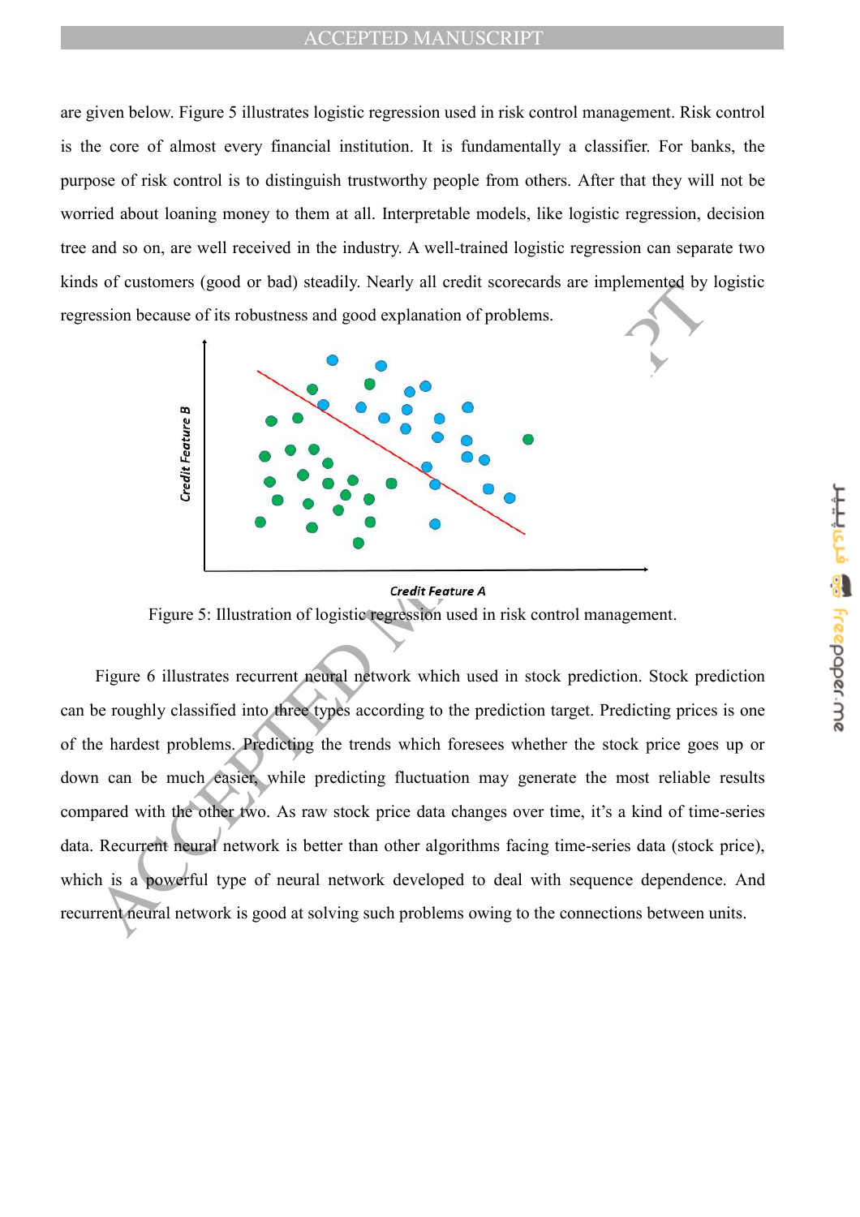are given below. Figure 5 illustrates logistic regression used in risk control management. Risk control is the core of almost every financial institution. It is fundamentally a classifier. For banks, the purpose of risk control is to distinguish trustworthy people from others. After that they will not be worried about loaning money to them at all. Interpretable models, like logistic regression, decision tree and so on, are well received in the industry. A well-trained logistic regression can separate two kinds of customers (good or bad) steadily. Nearly all credit scorecards are implemented by logistic regression because of its robustness and good explanation of problems.

Figure 5: Illustration of logistic regression used in risk control management.

Figure 6 illustrates recurrent neural network which used in stock prediction. Stock prediction can be roughly classified into three types according to the prediction target. Predicting prices is one of the hardest problems. Predicting the trends which foresees whether the stock price goes up or down can be much easier, while predicting fluctuation may generate the most reliable results compared with the other two. As raw stock price data changes over time, it's a kind of time-series data. Recurrent neural network is better than other algorithms facing time-series data (stock price), which is a powerful type of neural network developed to deal with sequence dependence. And recurrent neural network is good at solving such problems owing to the connections between units.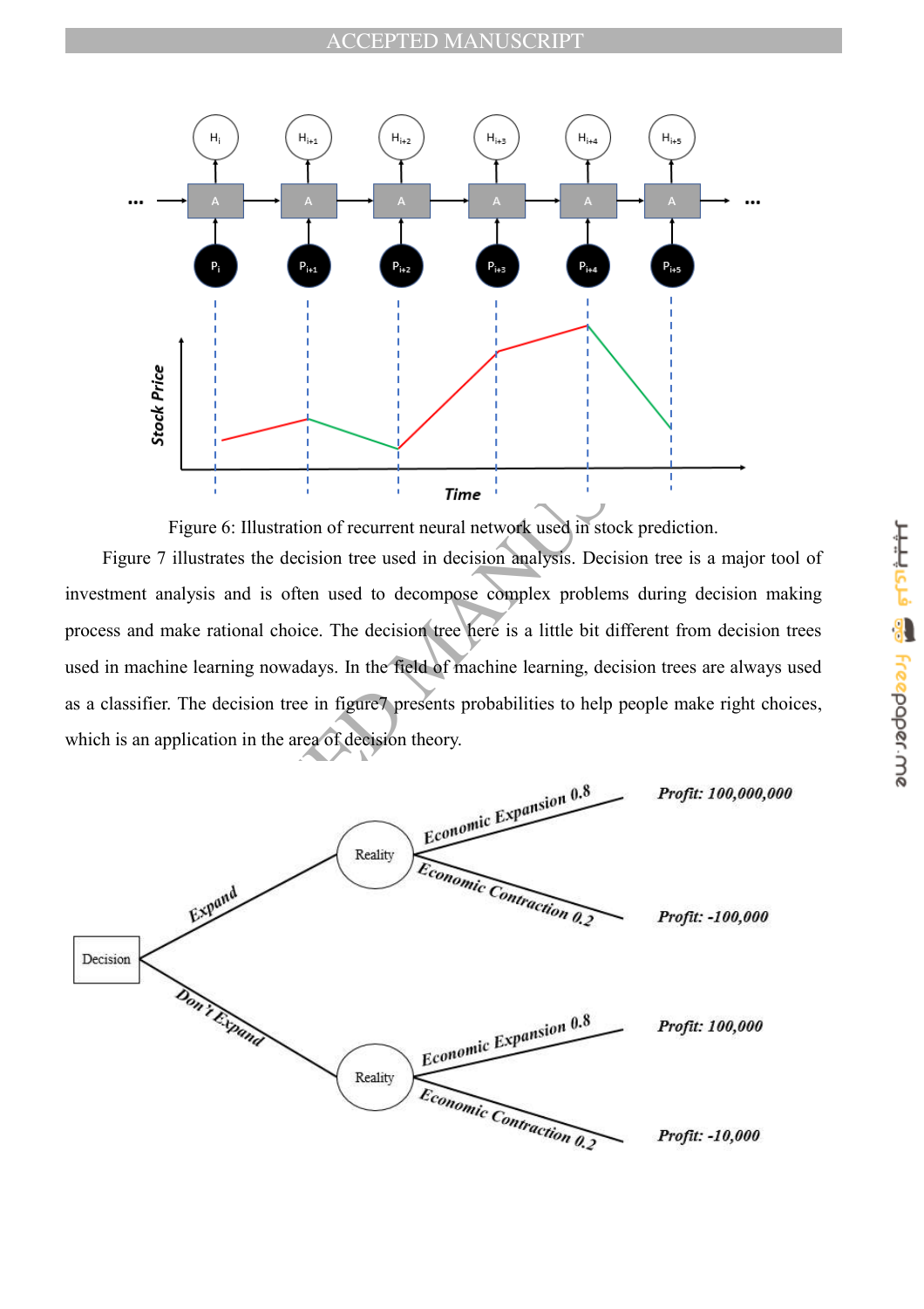Figure 6: Illustration of recurrent neural network used in stock prediction.

Figure 7 illustrates the decision tree used in decision analysis. Decision tree is a major tool of investment analysis and is often used to decompose complex problems during decision making process and make rational choice. The decision tree here is a little bit different from decision trees used in machine learning nowadays. In the field of machine learning, decision trees are always used as a classifier. The decision tree in figure7 presents probabilities to help people make right choices, which is an application in the area of decision theory.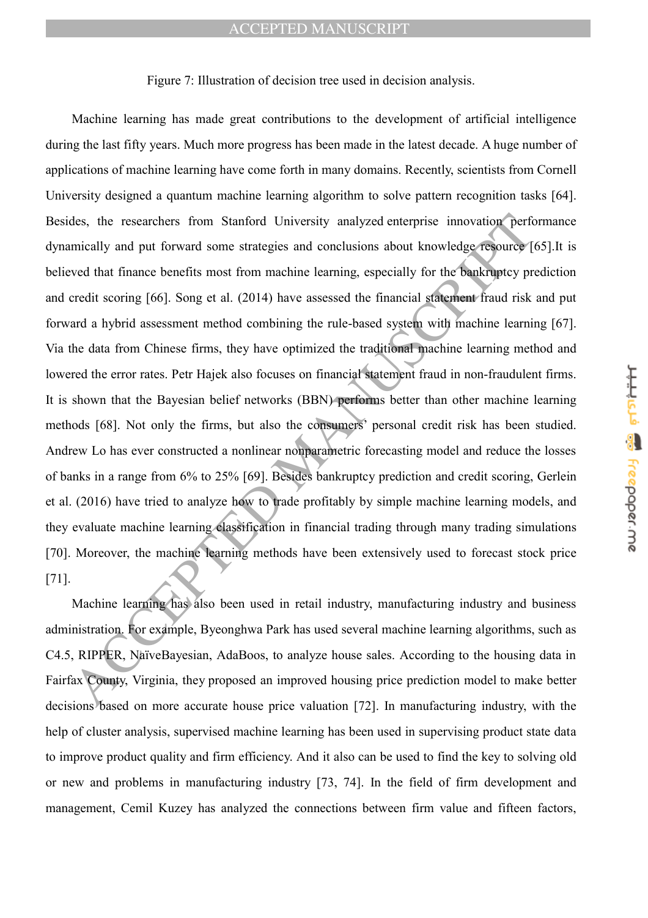Figure 7: Illustration of decision tree used in decision analysis.

Machine learning has made great contributions to the development of artificial intelligence during the last fifty years. Much more progress has been made in the latest decade. A huge number of applications of machine learning have come forth in many domains. Recently, scientists from Cornell University designed a quantum machine learning algorithm to solve pattern recognition tasks [64]. Besides, the researchers from Stanford University analyzed enterprise innovation performance dynamically and put forward some strategies and conclusions about knowledge resource [65].It is believed that finance benefits most from machine learning, especially for the bankruptcy prediction and credit scoring [66]. Song et al. (2014) have assessed the financial statement fraud risk and put forward a hybrid assessment method combining the rule-based system with machine learning [67]. Via the data from Chinese firms, they have optimized the traditional machine learning method and lowered the error rates. Petr Hajek also focuses on financial statement fraud in non-fraudulent firms. It is shown that the Bayesian belief networks (BBN) performs better than other machine learning methods [68]. Not only the firms, but also the consumers' personal credit risk has been studied. Andrew Lo has ever constructed a nonlinear nonparametric forecasting model and reduce the losses of banks in a range from 6% to 25% [69]. Besides bankruptcy prediction and credit scoring, Gerlein et al. (2016) have tried to analyze how to trade profitably by simple machine learning models, and they evaluate machine learning classification in financial trading through many trading simulations [70]. Moreover, the machine learning methods have been extensively used to forecast stock price [71].

Machine learning has also been used in retail industry, manufacturing industry and business administration. For example, Byeonghwa Park has used several machine learning algorithms, such as C4.5, RIPPER, NaïveBayesian, AdaBoos, to analyze house sales. According to the housing data in Fairfax County, Virginia, they proposed an improved housing price prediction model to make better decisions based on more accurate house price valuation [72]. In manufacturing industry, with the help of cluster analysis, supervised machine learning has been used in supervising product state data to improve product quality and firm efficiency. And it also can be used to find the key to solving old or new and problems in manufacturing industry [73, 74]. In the field of firm development and management, Cemil Kuzey has analyzed the connections between firm value and fifteen factors,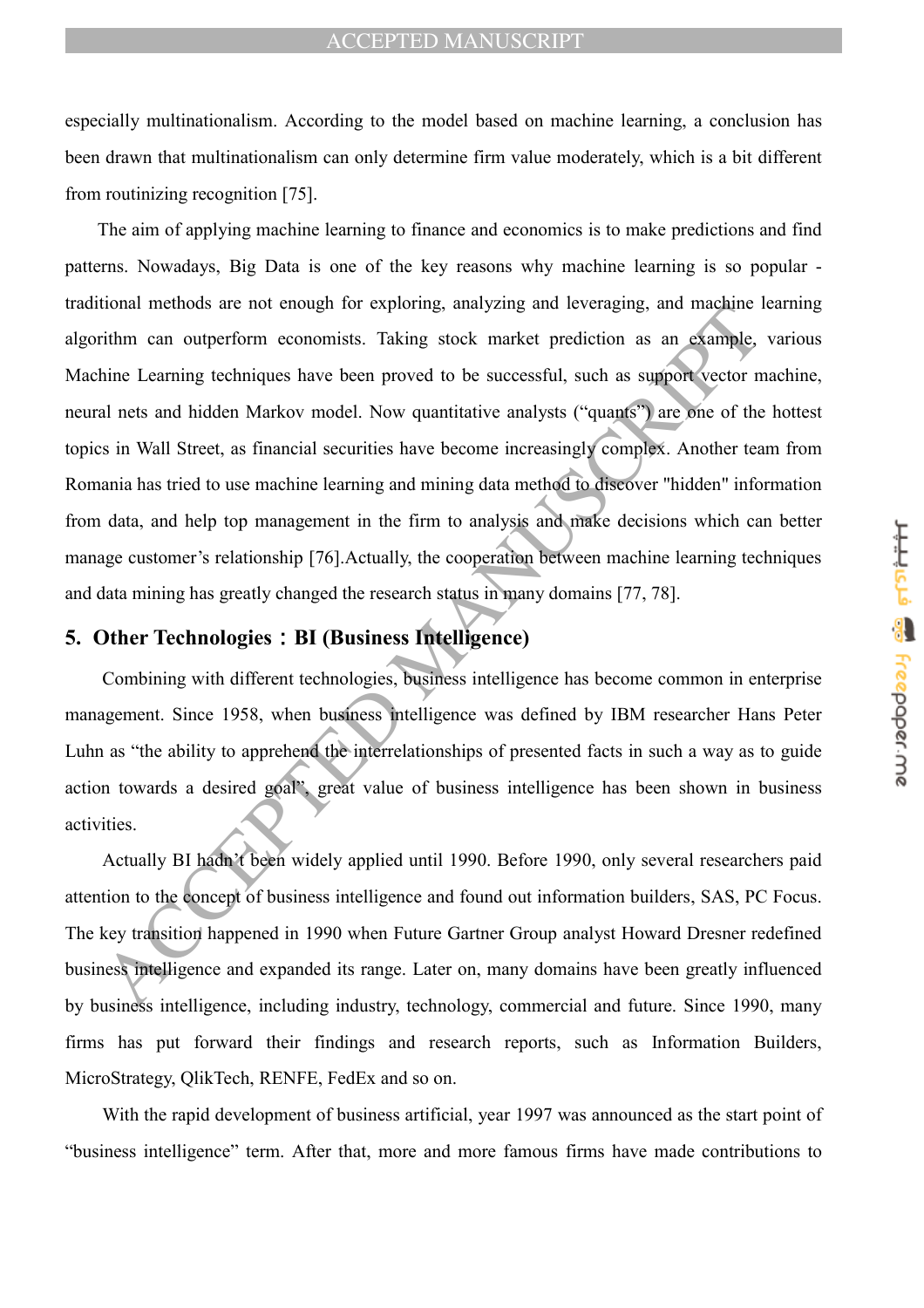especially multinationalism. According to the model based on machine learning, a conclusion has been drawn that multinationalism can only determine firm value moderately, which is a bit different from routinizing recognition [75].

The aim of applying machine learning to finance and economics is to make predictions and find patterns. Nowadays, Big Data is one of the key reasons why machine learning is so popular - traditional methods are not enough for exploring, analyzing and leveraging, and machine learning algorithm can outperform economists. Taking stock market prediction as an example, various Machine Learning techniques have been proved to be successful, such as support vector machine, neural nets and hidden Markov model. Now quantitative analysts ("quants") are one of the hottest topics in Wall Street, as financial securities have become increasingly complex. Another team from Romania has tried to use machine learning and mining data method to discover "hidden" information from data, and help top management in the firm to analysis and make decisions which can better manage customer's relationship [76].Actually, the cooperation between machine learning techniques and data mining has greatly changed the research status in many domains [77, 78].

## 5. Other Technologies：BI (Business Intelligence)

Combining with different technologies, business intelligence has become common in enterprise management. Since 1958, when business intelligence was defined by IBM researcher Hans Peter Luhn as "the ability to apprehend the interrelationships of presented facts in such a way as to guide action towards a desired goal", great value of business intelligence has been shown in business activities.

Actually BI hadn't been widely applied until 1990. Before 1990, only several researchers paid attention to the concept of business intelligence and found out information builders, SAS, PC Focus. The key transition happened in 1990 when Future Gartner Group analyst Howard Dresner redefined business intelligence and expanded its range. Later on, many domains have been greatly influenced by business intelligence, including industry, technology, commercial and future. Since 1990, many firms has put forward their findings and research reports, such as Information Builders, MicroStrategy, QlikTech, RENFE, FedEx and so on.

With the rapid development of business artificial, year 1997 was announced as the start point of "business intelligence" term. After that, more and more famous firms have made contributions to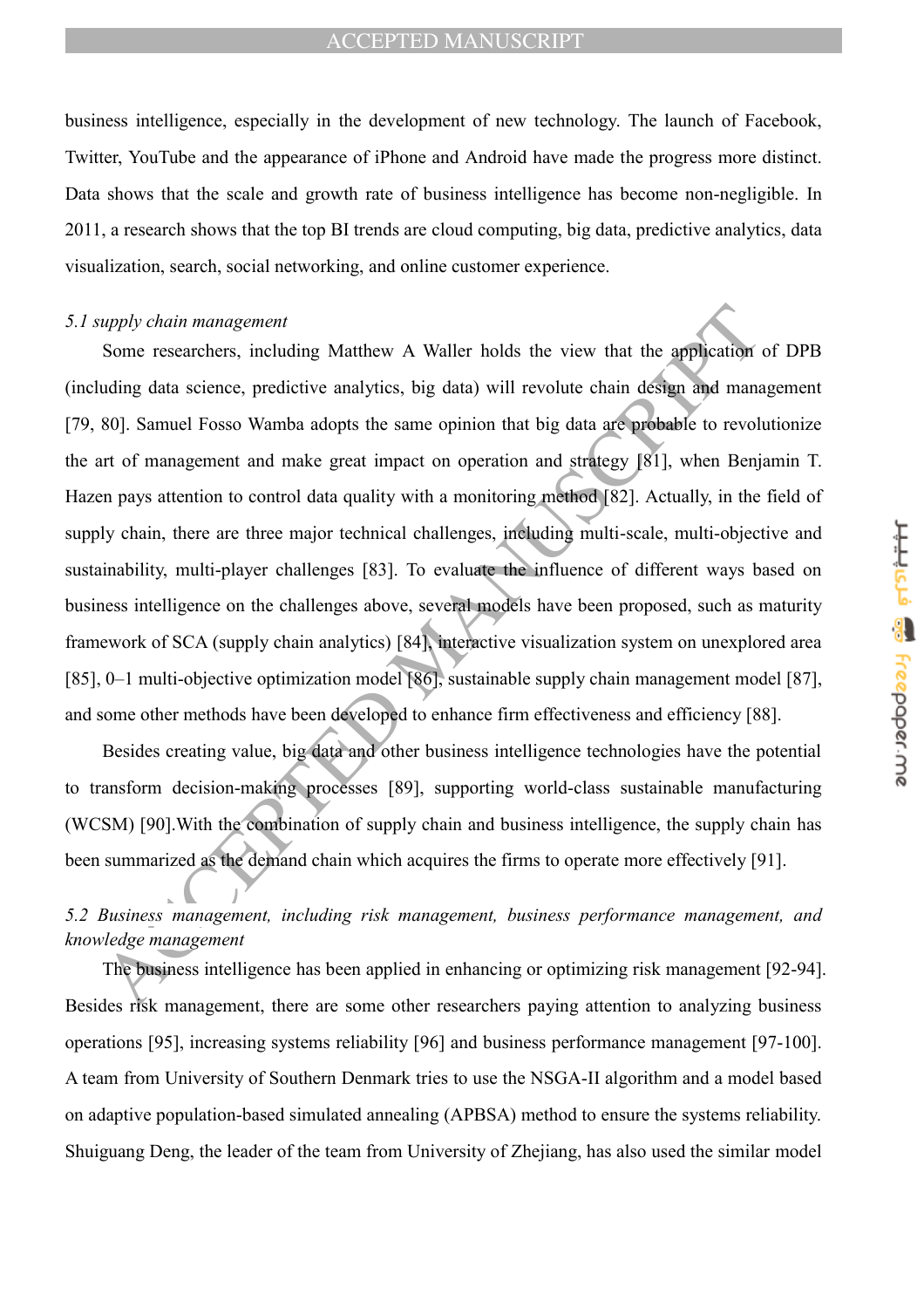business intelligence, especially in the development of new technology. The launch of Facebook, Twitter, YouTube and the appearance of iPhone and Android have made the progress more distinct. Data shows that the scale and growth rate of business intelligence has become non-negligible. In 2011, a research shows that the top BI trends are cloud computing, big data, predictive analytics, data visualization, search, social networking, and online customer experience.

### *5.1 supply chain management*

Some researchers, including Matthew A Waller holds the view that the application of DPB (including data science, predictive analytics, big data) will revolute chain design and management [79, 80]. Samuel Fosso Wamba adopts the same opinion that big data are probable to revolutionize the art of management and make great impact on operation and strategy [81], when Benjamin T. Hazen pays attention to control data quality with a monitoring method [82]. Actually, in the field of supply chain, there are three major technical challenges, including multi-scale, multi-objective and sustainability, multi-player challenges [83]. To evaluate the influence of different ways based on business intelligence on the challenges above, several models have been proposed, such as maturity framework of SCA (supply chain analytics) [84], interactive visualization system on unexplored area [85], 0–1 multi-objective optimization model [86], sustainable supply chain management model [87], and some other methods have been developed to enhance firm effectiveness and efficiency [88].

Besides creating value, big data and other business intelligence technologies have the potential to transform decision-making processes [89], supporting world-class sustainable manufacturing (WCSM) [90].With the combination of supply chain and business intelligence, the supply chain has been summarized as the demand chain which acquires the firms to operate more effectively [91].

### *5.2 Business management, including risk management, business performance management, and knowledge management*

The business intelligence has been applied in enhancing or optimizing risk management [92-94]. Besides risk management, there are some other researchers paying attention to analyzing business operations [95], increasing systems reliability [96] and business performance management [97-100]. A team from University of Southern Denmark tries to use the NSGA-II algorithm and a model based on adaptive population-based simulated annealing (APBSA) method to ensure the systems reliability. Shuiguang Deng, the leader of the team from University of Zhejiang, has also used the similar model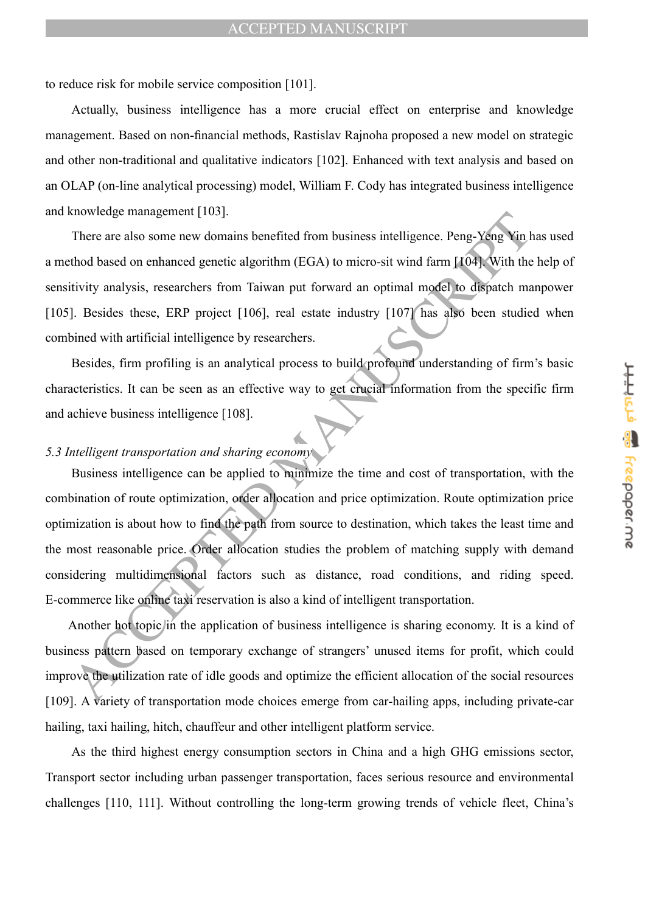to reduce risk for mobile service composition [101].

Actually, business intelligence has a more crucial effect on enterprise and knowledge management. Based on non-financial methods, Rastislav Rajnoha proposed a new model on strategic and other non-traditional and qualitative indicators [102]. Enhanced with text analysis and based on an OLAP (on-line analytical processing) model, William F. Cody has integrated business intelligence and knowledge management [103].

There are also some new domains benefited from business intelligence. Peng-Yeng Yin has used a method based on enhanced genetic algorithm (EGA) to micro-sit wind farm [104]. With the help of sensitivity analysis, researchers from Taiwan put forward an optimal model to dispatch manpower [105]. Besides these, ERP project [106], real estate industry [107] has also been studied when combined with artificial intelligence by researchers.

Besides, firm profiling is an analytical process to build profound understanding of firm's basic characteristics. It can be seen as an effective way to get crucial information from the specific firm and achieve business intelligence [108].

### *5.3 Intelligent transportation and sharing economy*

Business intelligence can be applied to minimize the time and cost of transportation, with the combination of route optimization, order allocation and price optimization. Route optimization price optimization is about how to find the path from source to destination, which takes the least time and the most reasonable price. Order allocation studies the problem of matching supply with demand considering multidimensional factors such as distance, road conditions, and riding speed. E-commerce like online taxi reservation is also a kind of intelligent transportation.

Another hot topic in the application of business intelligence is sharing economy. It is a kind of business pattern based on temporary exchange of strangers' unused items for profit, which could improve the utilization rate of idle goods and optimize the efficient allocation of the social resources [109]. A variety of transportation mode choices emerge from car-hailing apps, including private-car hailing, taxi hailing, hitch, chauffeur and other intelligent platform service.

As the third highest energy consumption sectors in China and a high GHG emissions sector, Transport sector including urban passenger transportation, faces serious resource and environmental challenges [110, 111]. Without controlling the long-term growing trends of vehicle fleet, China's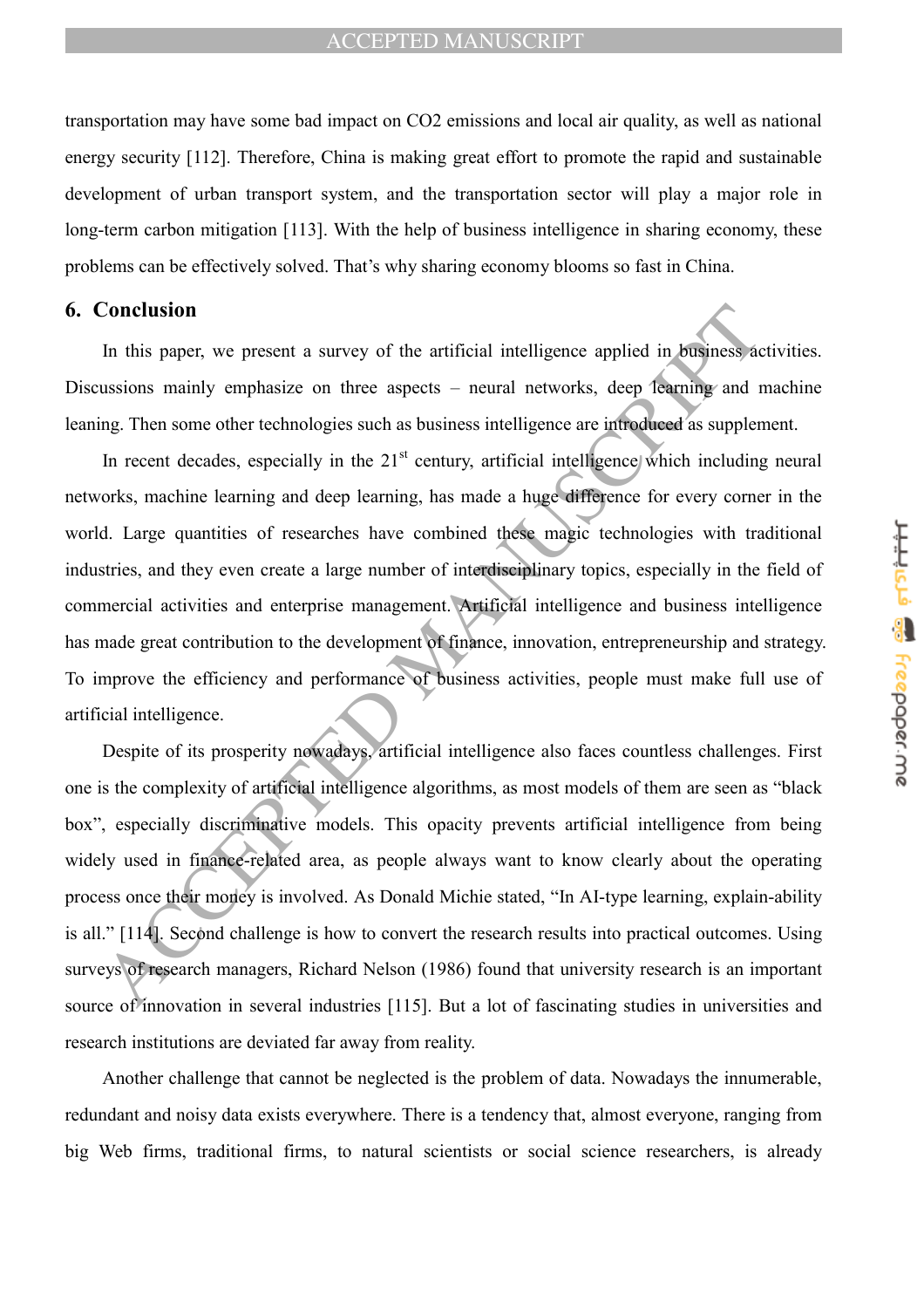transportation may have some bad impact on $CO_2$ emissions and local air quality, as well as national energy security [112]. Therefore, China is making great effort to promote the rapid and sustainable development of urban transport system, and the transportation sector will play a major role in long-term carbon mitigation [113]. With the help of business intelligence in sharing economy, these problems can be effectively solved. That's why sharing economy blooms so fast in China.

## 6. Conclusion

In this paper, we present a survey of the artificial intelligence applied in business activities. Discussions mainly emphasize on three aspects – neural networks, deep learning and machine leaning. Then some other technologies such as business intelligence are introduced as supplement.

In recent decades, especially in the 21st century, artificial intelligence which including neural networks, machine learning and deep learning, has made a huge difference for every corner in the world. Large quantities of researches have combined these magic technologies with traditional industries, and they even create a large number of interdisciplinary topics, especially in the field of commercial activities and enterprise management. Artificial intelligence and business intelligence has made great contribution to the development of finance, innovation, entrepreneurship and strategy. To improve the efficiency and performance of business activities, people must make full use of artificial intelligence.

Despite of its prosperity nowadays, artificial intelligence also faces countless challenges. First one is the complexity of artificial intelligence algorithms, as most models of them are seen as "black box", especially discriminative models. This opacity prevents artificial intelligence from being widely used in finance-related area, as people always want to know clearly about the operating process once their money is involved. As Donald Michie stated, "In AI-type learning, explain-ability is all." [114]. Second challenge is how to convert the research results into practical outcomes. Using surveys of research managers, Richard Nelson (1986) found that university research is an important source of innovation in several industries [115]. But a lot of fascinating studies in universities and research institutions are deviated far away from reality.

Another challenge that cannot be neglected is the problem of data. Nowadays the innumerable, redundant and noisy data exists everywhere. There is a tendency that, almost everyone, ranging from big Web firms, traditional firms, to natural scientists or social science researchers, is already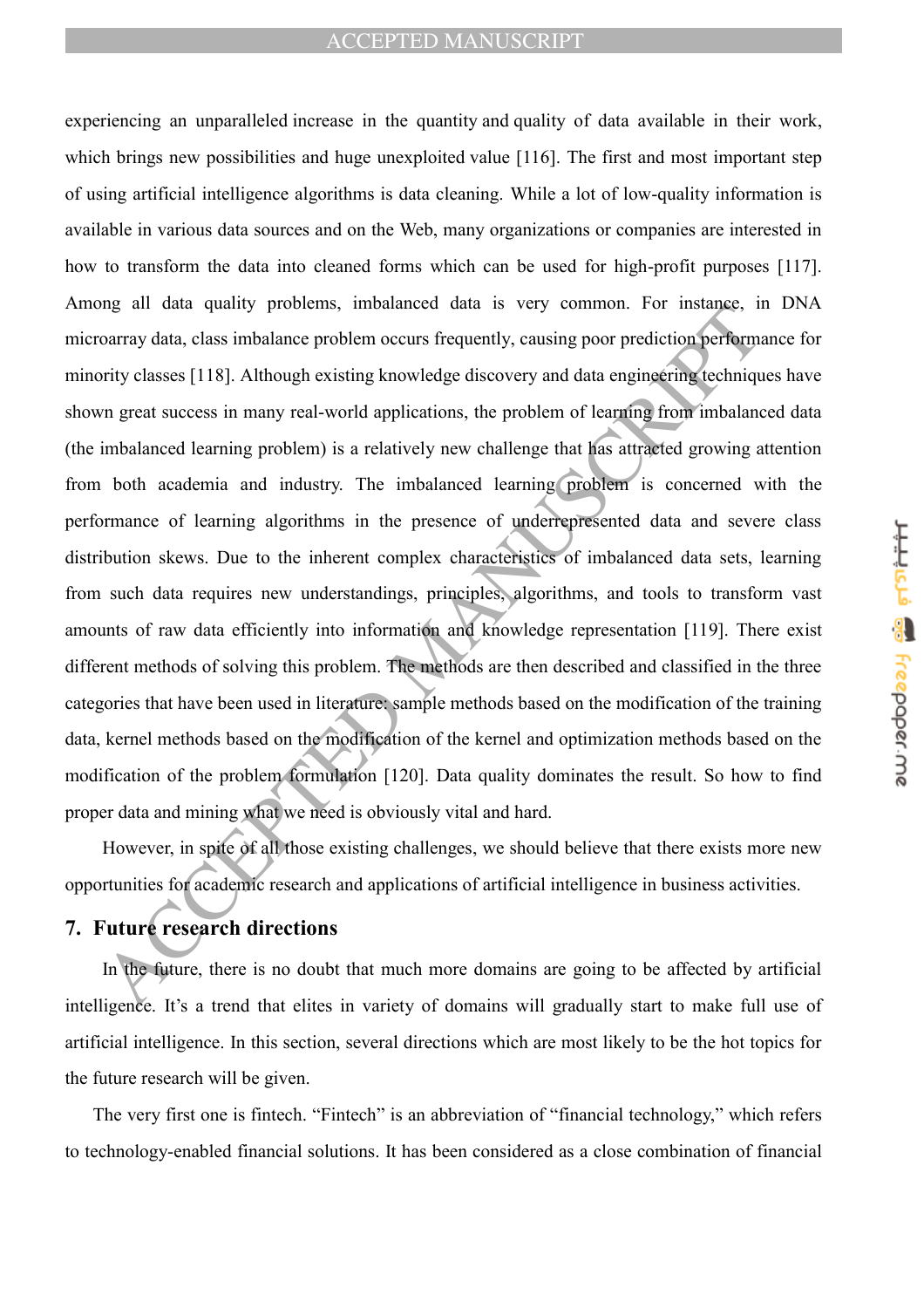experiencing an unparalleled increase in the quantity and quality of data available in their work, which brings new possibilities and huge unexploited value [116]. The first and most important step of using artificial intelligence algorithms is data cleaning. While a lot of low-quality information is available in various data sources and on the Web, many organizations or companies are interested in how to transform the data into cleaned forms which can be used for high-profit purposes [117]. Among all data quality problems, imbalanced data is very common. For instance, in DNA microarray data, class imbalance problem occurs frequently, causing poor prediction performance for minority classes [118]. Although existing knowledge discovery and data engineering techniques have shown great success in many real-world applications, the problem of learning from imbalanced data (the imbalanced learning problem) is a relatively new challenge that has attracted growing attention from both academia and industry. The imbalanced learning problem is concerned with the performance of learning algorithms in the presence of underrepresented data and severe class distribution skews. Due to the inherent complex characteristics of imbalanced data sets, learning from such data requires new understandings, principles, algorithms, and tools to transform vast amounts of raw data efficiently into information and knowledge representation [119]. There exist different methods of solving this problem. The methods are then described and classified in the three categories that have been used in literature: sample methods based on the modification of the training data, kernel methods based on the modification of the kernel and optimization methods based on the modification of the problem formulation [120]. Data quality dominates the result. So how to find proper data and mining what we need is obviously vital and hard.

However, in spite of all those existing challenges, we should believe that there exists more new opportunities for academic research and applications of artificial intelligence in business activities.

## 7. Future research directions

In the future, there is no doubt that much more domains are going to be affected by artificial intelligence. It's a trend that elites in variety of domains will gradually start to make full use of artificial intelligence. In this section, several directions which are most likely to be the hot topics for the future research will be given.

The very first one is fintech. "Fintech" is an abbreviation of "financial technology," which refers to technology-enabled financial solutions. It has been considered as a close combination of financial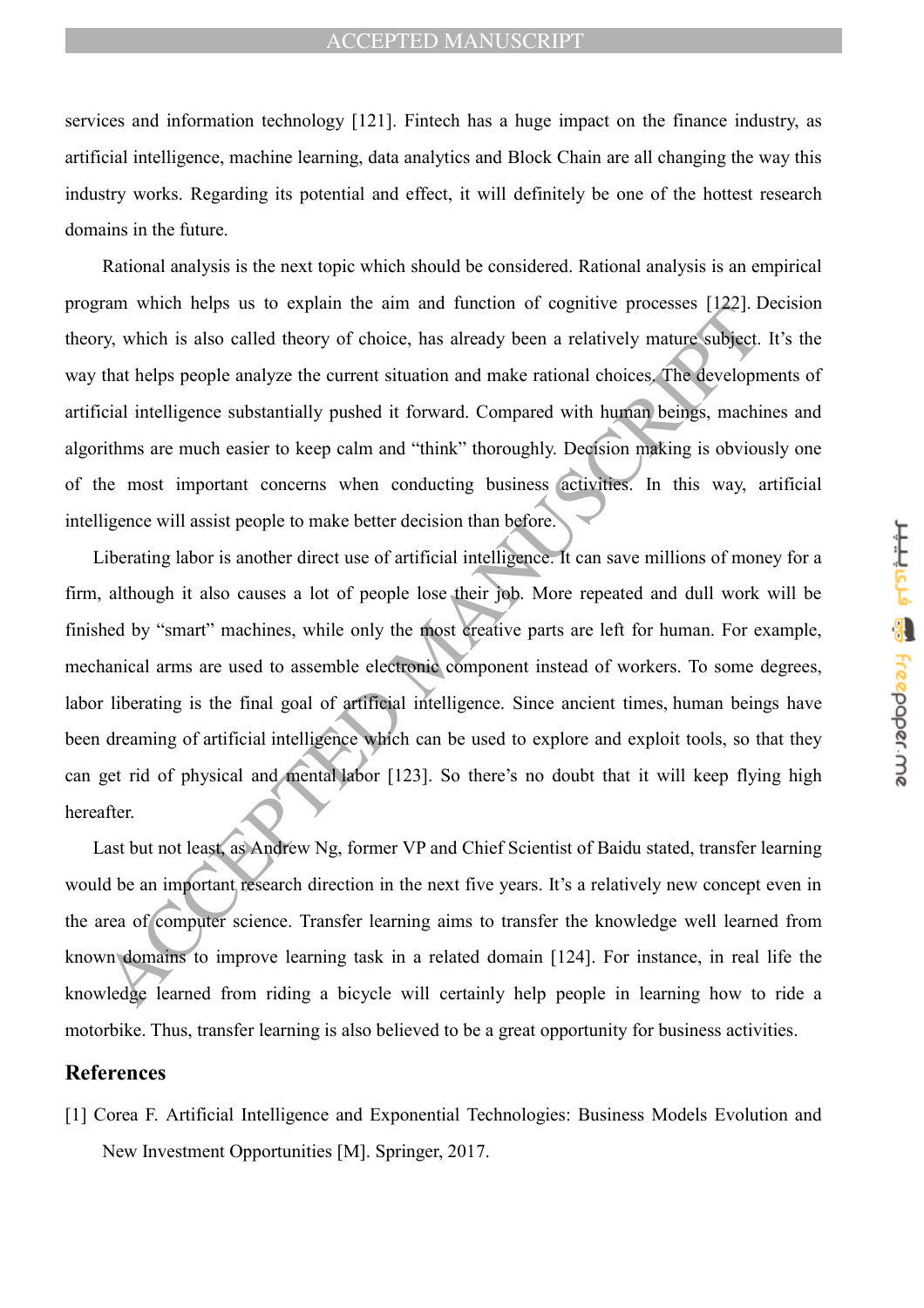services and information technology [121]. Fintech has a huge impact on the finance industry, as artificial intelligence, machine learning, data analytics and Block Chain are all changing the way this industry works. Regarding its potential and effect, it will definitely be one of the hottest research domains in the future.

Rational analysis is the next topic which should be considered. Rational analysis is an empirical program which helps us to explain the aim and function of cognitive processes [122]. Decision theory, which is also called theory of choice, has already been a relatively mature subject. It's the way that helps people analyze the current situation and make rational choices. The developments of artificial intelligence substantially pushed it forward. Compared with human beings, machines and algorithms are much easier to keep calm and "think" thoroughly. Decision making is obviously one of the most important concerns when conducting business activities. In this way, artificial intelligence will assist people to make better decision than before.

Liberating labor is another direct use of artificial intelligence. It can save millions of money for a firm, although it also causes a lot of people lose their job. More repeated and dull work will be finished by "smart" machines, while only the most creative parts are left for human. For example, mechanical arms are used to assemble electronic component instead of workers. To some degrees, labor liberating is the final goal of artificial intelligence. Since ancient times, human beings have been dreaming of artificial intelligence which can be used to explore and exploit tools, so that they can get rid of physical and mental labor [123]. So there's no doubt that it will keep flying high hereafter.

Last but not least, as Andrew Ng, former VP and Chief Scientist of Baidu stated, transfer learning would be an important research direction in the next five years. It's a relatively new concept even in the area of computer science. Transfer learning aims to transfer the knowledge well learned from known domains to improve learning task in a related domain [124]. For instance, in real life the knowledge learned from riding a bicycle will certainly help people in learning how to ride a motorbike. Thus, transfer learning is also believed to be a great opportunity for business activities.

## References

[1] Corea F. Artificial Intelligence and Exponential Technologies: Business Models Evolution and New Investment Opportunities [M]. Springer, 2017.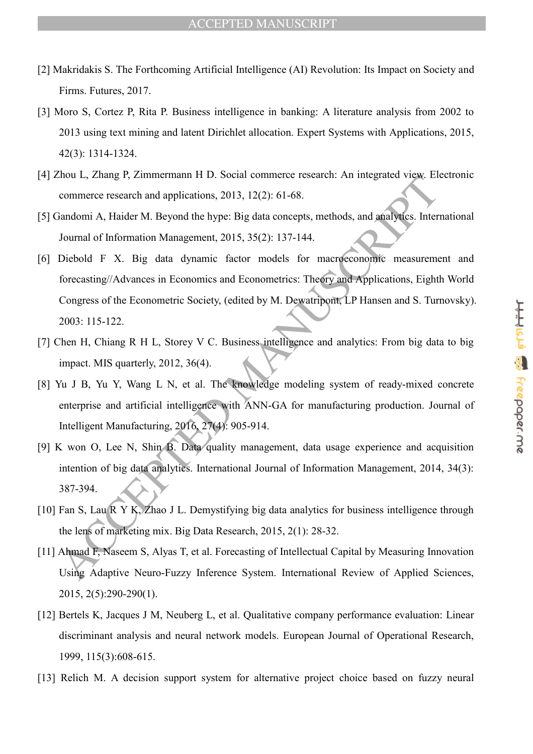[2] Makridakis S. The Forthcoming Artificial Intelligence (AI) Revolution: Its Impact on Society and Firms. Futures, 2017.

[3] Moro S, Cortez P, Rita P. Business intelligence in banking: A literature analysis from 2002 to 2013 using text mining and latent Dirichlet allocation. Expert Systems with Applications, 2015, 42(3): 1314-1324.

[4] Zhou L, Zhang P, Zimmermann H D. Social commerce research: An integrated view. Electronic commerce research and applications, 2013, 12(2): 61-68.

[5] Gandomi A, Haider M. Beyond the hype: Big data concepts, methods, and analytics. International Journal of Information Management, 2015, 35(2): 137-144.

[6] Diebold F X. Big data dynamic factor models for macroeconomic measurement and forecasting//Advances in Economics and Econometrics: Theory and Applications, Eighth World Congress of the Econometric Society, (edited by M. Dewatripont, LP Hansen and S. Turnovsky). 2003: 115-122.

[7] Chen H, Chiang R H L, Storey V C. Business intelligence and analytics: From big data to big impact. MIS quarterly, 2012, 36(4).

[8] Yu J B, Yu Y, Wang L N, et al. The knowledge modeling system of ready-mixed concrete enterprise and artificial intelligence with ANN-GA for manufacturing production. Journal of Intelligent Manufacturing, 2016, 27(4): 905-914.

[9] K won O, Lee N, Shin B. Data quality management, data usage experience and acquisition intention of big data analytics. International Journal of Information Management, 2014, 34(3): 387-394.

[10] Fan S, Lau R Y K, Zhao J L. Demystifying big data analytics for business intelligence through the lens of marketing mix. Big Data Research, 2015, 2(1): 28-32.

[11] Ahmad F, Naseem S, Alyas T, et al. Forecasting of Intellectual Capital by Measuring Innovation Using Adaptive Neuro-Fuzzy Inference System. International Review of Applied Sciences, 2015, 2(5):290-290(1).

[12] Bertels K, Jacques J M, Neuberg L, et al. Qualitative company performance evaluation: Linear discriminant analysis and neural network models. European Journal of Operational Research, 1999, 115(3):608-615.

[13] Relich M. A decision support system for alternative project choice based on fuzzy neural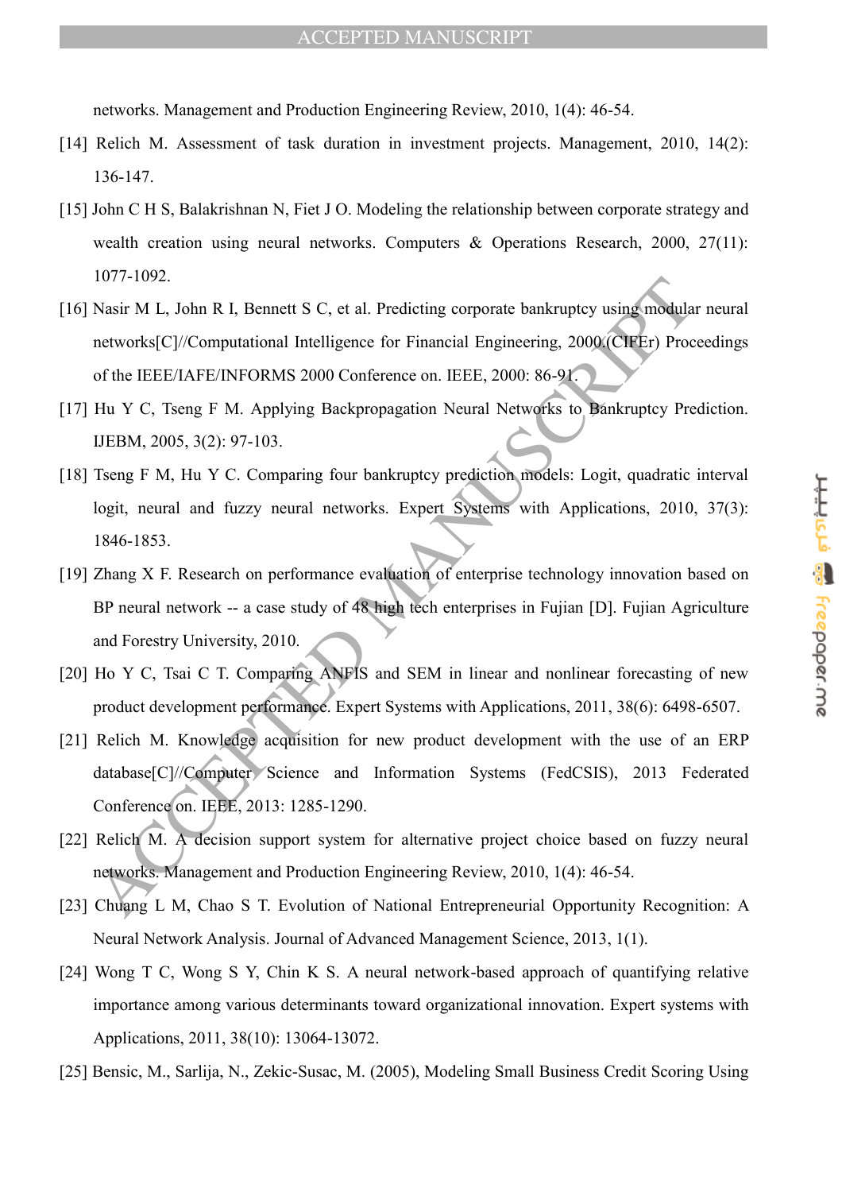networks. Management and Production Engineering Review, 2010, 1(4): 46-54.

[14] Relich M. Assessment of task duration in investment projects. Management, 2010, 14(2): 136-147.

[15] John C H S, Balakrishnan N, Fiet J O. Modeling the relationship between corporate strategy and wealth creation using neural networks. Computers & Operations Research, 2000, 27(11): 1077-1092.

[16] Nasir M L, John R I, Bennett S C, et al. Predicting corporate bankruptcy using modular neural networks[C]//Computational Intelligence for Financial Engineering, 2000.(CIFEr) Proceedings of the IEEE/IAFE/INFORMS 2000 Conference on. IEEE, 2000: 86-91.

[17] Hu Y C, Tseng F M. Applying Backpropagation Neural Networks to Bankruptcy Prediction. IJEBM, 2005, 3(2): 97-103.

[18] Tseng F M, Hu Y C. Comparing four bankruptcy prediction models: Logit, quadratic interval logit, neural and fuzzy neural networks. Expert Systems with Applications, 2010, 37(3): 1846-1853.

[19] Zhang X F. Research on performance evaluation of enterprise technology innovation based on BP neural network -- a case study of 48 high tech enterprises in Fujian [D]. Fujian Agriculture and Forestry University, 2010.

[20] Ho Y C, Tsai C T. Comparing ANFIS and SEM in linear and nonlinear forecasting of new product development performance. Expert Systems with Applications, 2011, 38(6): 6498-6507.

[21] Relich M. Knowledge acquisition for new product development with the use of an ERP database[C]//Computer Science and Information Systems (FedCSIS), 2013 Federated Conference on. IEEE, 2013: 1285-1290.

[22] Relich M. A decision support system for alternative project choice based on fuzzy neural networks. Management and Production Engineering Review, 2010, 1(4): 46-54.

[23] Chuang L M, Chao S T. Evolution of National Entrepreneurial Opportunity Recognition: A Neural Network Analysis. Journal of Advanced Management Science, 2013, 1(1).

[24] Wong T C, Wong S Y, Chin K S. A neural network-based approach of quantifying relative importance among various determinants toward organizational innovation. Expert systems with Applications, 2011, 38(10): 13064-13072.

[25] Bensic, M., Sarlija, N., Zekic-Susac, M. (2005), Modeling Small Business Credit Scoring Using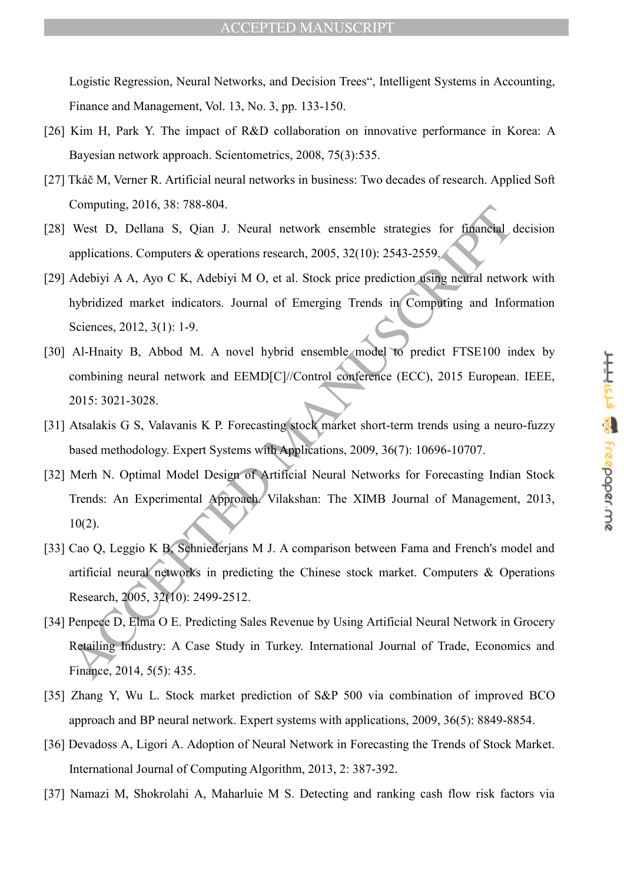Logistic Regression, Neural Networks, and Decision Trees", Intelligent Systems in Accounting, Finance and Management, Vol. 13, No. 3, pp. 133-150.

[26] Kim H, Park Y. The impact of R&D collaboration on innovative performance in Korea: A Bayesian network approach. Scientometrics, 2008, 75(3):535.

[27] Tkáč M, Verner R. Artificial neural networks in business: Two decades of research. Applied Soft Computing, 2016, 38: 788-804.

[28] West D, Dellana S, Qian J. Neural network ensemble strategies for financial decision applications. Computers & operations research, 2005, 32(10): 2543-2559.

[29] Adebiyi A A, Ayo C K, Adebiyi M O, et al. Stock price prediction using neural network with hybridized market indicators. Journal of Emerging Trends in Computing and Information Sciences, 2012, 3(1): 1-9.

[30] Al-Hnaity B, Abbod M. A novel hybrid ensemble model to predict FTSE100 index by combining neural network and EEMD[C]//Control conference (ECC), 2015 European. IEEE, 2015: 3021-3028.

[31] Atsalakis G S, Valavanis K P. Forecasting stock market short-term trends using a neuro-fuzzy based methodology. Expert Systems with Applications, 2009, 36(7): 10696-10707.

[32] Merh N. Optimal Model Design of Artificial Neural Networks for Forecasting Indian Stock Trends: An Experimental Approach. Vilakshan: The XIMB Journal of Management, 2013, 10(2).

[33] Cao Q, Leggio K B, Schniederjans M J. A comparison between Fama and French's model and artificial neural networks in predicting the Chinese stock market. Computers & Operations Research, 2005, 32(10): 2499-2512.

[34] Penpece D, Elma O E. Predicting Sales Revenue by Using Artificial Neural Network in Grocery Retailing Industry: A Case Study in Turkey. International Journal of Trade, Economics and Finance, 2014, 5(5): 435.

[35] Zhang Y, Wu L. Stock market prediction of S&P 500 via combination of improved BCO approach and BP neural network. Expert systems with applications, 2009, 36(5): 8849-8854.

[36] Devadoss A, Ligori A. Adoption of Neural Network in Forecasting the Trends of Stock Market. International Journal of Computing Algorithm, 2013, 2: 387-392.

[37] Namazi M, Shokrolahi A, Maharluie M S. Detecting and ranking cash flow risk factors via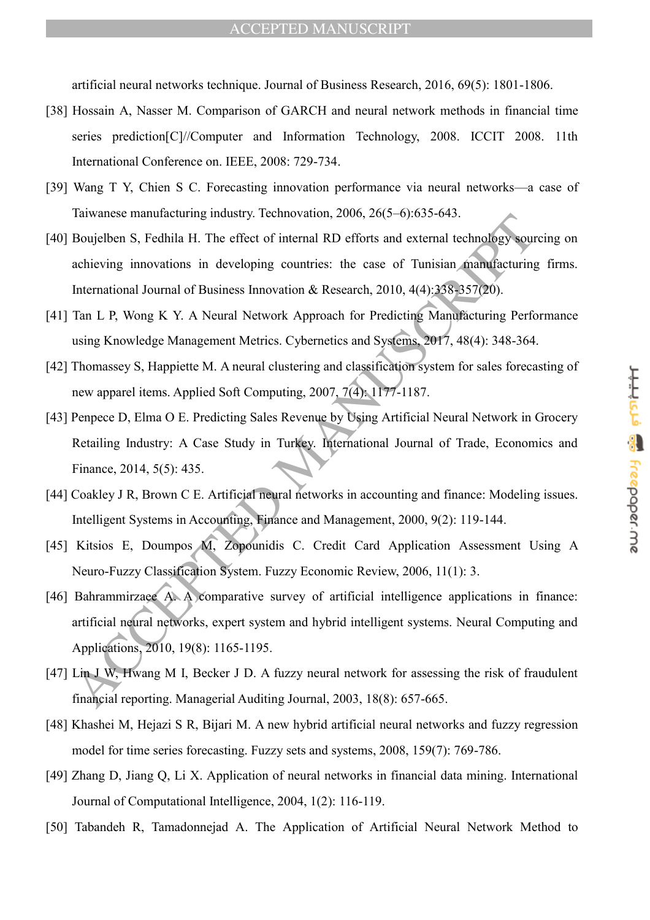artificial neural networks technique. Journal of Business Research, 2016, 69(5): 1801-1806.

[38] Hossain A, Nasser M. Comparison of GARCH and neural network methods in financial time series prediction[C]//Computer and Information Technology, 2008. ICCIT 2008. 11th International Conference on. IEEE, 2008: 729-734.

[39] Wang T Y, Chien S C. Forecasting innovation performance via neural networks—a case of Taiwanese manufacturing industry. Technovation, 2006, 26(5–6):635-643.

[40] Boujelben S, Fedhila H. The effect of internal RD efforts and external technology sourcing on achieving innovations in developing countries: the case of Tunisian manufacturing firms. International Journal of Business Innovation & Research, 2010, 4(4):338-357(20).

[41] Tan L P, Wong K Y. A Neural Network Approach for Predicting Manufacturing Performance using Knowledge Management Metrics. Cybernetics and Systems, 2017, 48(4): 348-364.

[42] Thomassey S, Happiette M. A neural clustering and classification system for sales forecasting of new apparel items. Applied Soft Computing, 2007, 7(4): 1177-1187.

[43] Penpece D, Elma O E. Predicting Sales Revenue by Using Artificial Neural Network in Grocery Retailing Industry: A Case Study in Turkey. International Journal of Trade, Economics and Finance, 2014, 5(5): 435.

[44] Coakley J R, Brown C E. Artificial neural networks in accounting and finance: Modeling issues. Intelligent Systems in Accounting, Finance and Management, 2000, 9(2): 119-144.

[45] Kitsios E, Doumpos M, Zopounidis C. Credit Card Application Assessment Using A Neuro-Fuzzy Classification System. Fuzzy Economic Review, 2006, 11(1): 3.

[46] Bahrammirzaee A. A comparative survey of artificial intelligence applications in finance: artificial neural networks, expert system and hybrid intelligent systems. Neural Computing and Applications, 2010, 19(8): 1165-1195.

[47] Lin J W, Hwang M I, Becker J D. A fuzzy neural network for assessing the risk of fraudulent financial reporting. Managerial Auditing Journal, 2003, 18(8): 657-665.

[48] Khashei M, Hejazi S R, Bijari M. A new hybrid artificial neural networks and fuzzy regression model for time series forecasting. Fuzzy sets and systems, 2008, 159(7): 769-786.

[49] Zhang D, Jiang Q, Li X. Application of neural networks in financial data mining. International Journal of Computational Intelligence, 2004, 1(2): 116-119.

[50] Tabandeh R, Tamadonnejad A. The Application of Artificial Neural Network Method to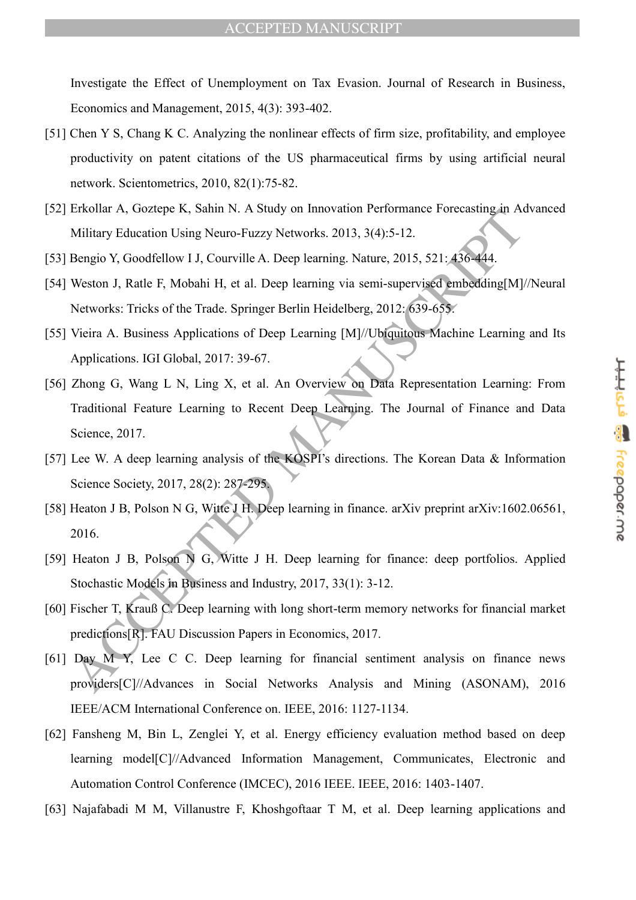Investigate the Effect of Unemployment on Tax Evasion. Journal of Research in Business, Economics and Management, 2015, 4(3): 393-402.

[51] Chen Y S, Chang K C. Analyzing the nonlinear effects of firm size, profitability, and employee productivity on patent citations of the US pharmaceutical firms by using artificial neural network. Scientometrics, 2010, 82(1):75-82.

[52] Erkollar A, Goztepe K, Sahin N. A Study on Innovation Performance Forecasting in Advanced Military Education Using Neuro-Fuzzy Networks. 2013, 3(4):5-12.

[53] Bengio Y, Goodfellow I J, Courville A. Deep learning. Nature, 2015, 521: 436-444.

[54] Weston J, Ratle F, Mobahi H, et al. Deep learning via semi-supervised embedding[M]//Neural Networks: Tricks of the Trade. Springer Berlin Heidelberg, 2012: 639-655.

[55] Vieira A. Business Applications of Deep Learning [M]//Ubiquitous Machine Learning and Its Applications. IGI Global, 2017: 39-67.

[56] Zhong G, Wang L N, Ling X, et al. An Overview on Data Representation Learning: From Traditional Feature Learning to Recent Deep Learning. The Journal of Finance and Data Science, 2017.

[57] Lee W. A deep learning analysis of the KOSPI's directions. The Korean Data & Information Science Society, 2017, 28(2): 287-295.

[58] Heaton J B, Polson N G, Witte J H. Deep learning in finance. arXiv preprint arXiv:1602.06561, 2016.

[59] Heaton J B, Polson N G, Witte J H. Deep learning for finance: deep portfolios. Applied Stochastic Models in Business and Industry, 2017, 33(1): 3-12.

[60] Fischer T, Krauß C. Deep learning with long short-term memory networks for financial market predictions[R]. FAU Discussion Papers in Economics, 2017.

[61] Day M Y, Lee C C. Deep learning for financial sentiment analysis on finance news providers[C]//Advances in Social Networks Analysis and Mining (ASONAM), 2016 IEEE/ACM International Conference on. IEEE, 2016: 1127-1134.

[62] Fansheng M, Bin L, Zenglei Y, et al. Energy efficiency evaluation method based on deep learning model[C]//Advanced Information Management, Communicates, Electronic and Automation Control Conference (IMCEC), 2016 IEEE. IEEE, 2016: 1403-1407.

[63] Najafabadi M M, Villanustre F, Khoshgoftaar T M, et al. Deep learning applications and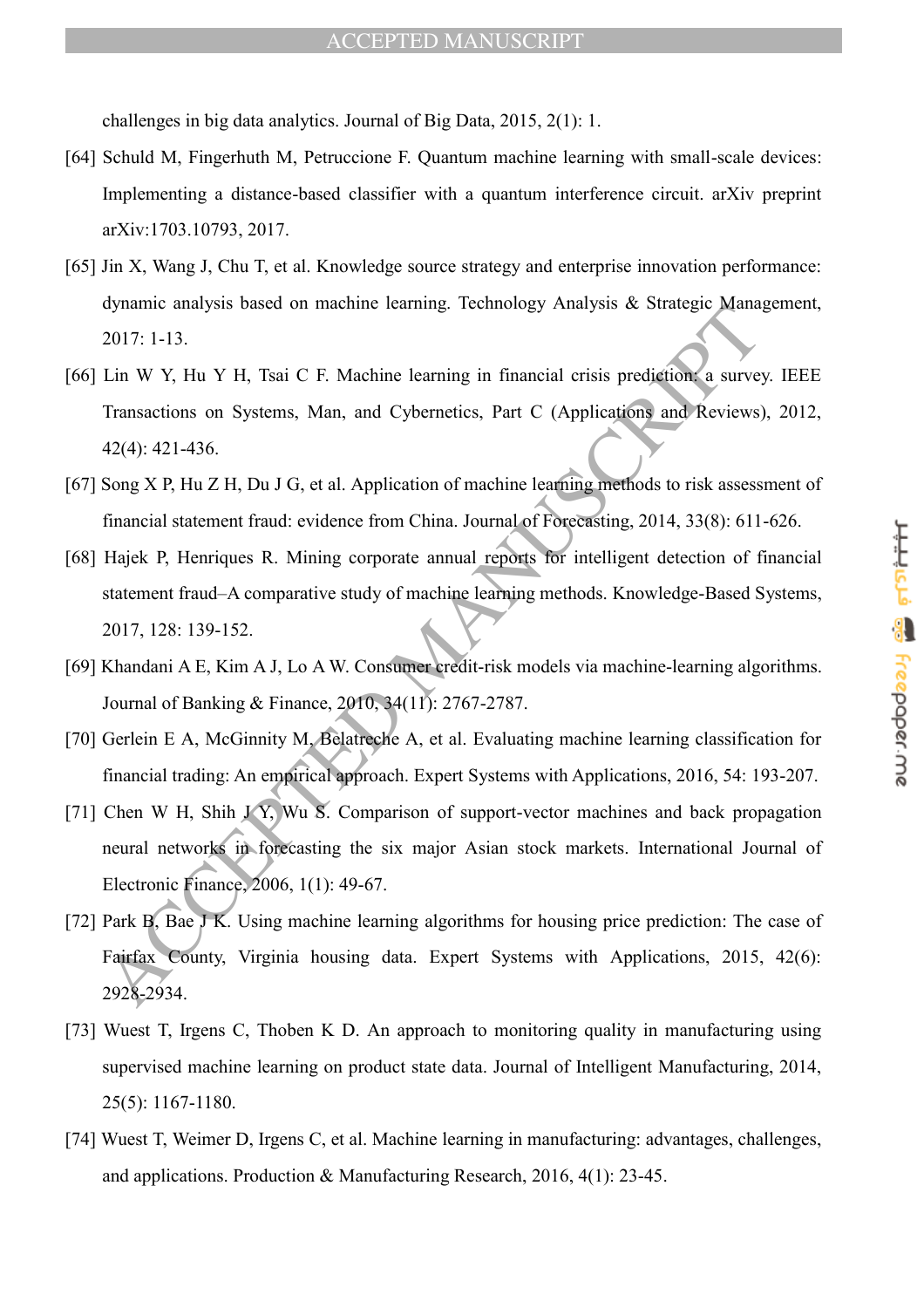challenges in big data analytics. Journal of Big Data, 2015, 2(1): 1.

[64] Schuld M, Fingerhuth M, Petruccione F. Quantum machine learning with small-scale devices: Implementing a distance-based classifier with a quantum interference circuit. arXiv preprint arXiv:1703.10793, 2017.

[65] Jin X, Wang J, Chu T, et al. Knowledge source strategy and enterprise innovation performance: dynamic analysis based on machine learning. Technology Analysis & Strategic Management, 2017: 1-13.

[66] Lin W Y, Hu Y H, Tsai C F. Machine learning in financial crisis prediction: a survey. IEEE Transactions on Systems, Man, and Cybernetics, Part C (Applications and Reviews), 2012, 42(4): 421-436.

[67] Song X P, Hu Z H, Du J G, et al. Application of machine learning methods to risk assessment of financial statement fraud: evidence from China. Journal of Forecasting, 2014, 33(8): 611-626.

[68] Hajek P, Henriques R. Mining corporate annual reports for intelligent detection of financial statement fraud–A comparative study of machine learning methods. Knowledge-Based Systems, 2017, 128: 139-152.

[69] Khandani A E, Kim A J, Lo A W. Consumer credit-risk models via machine-learning algorithms. Journal of Banking & Finance, 2010, 34(11): 2767-2787.

[70] Gerlein E A, McGinnity M, Belatreche A, et al. Evaluating machine learning classification for financial trading: An empirical approach. Expert Systems with Applications, 2016, 54: 193-207.

[71] Chen W H, Shih J Y, Wu S. Comparison of support-vector machines and back propagation neural networks in forecasting the six major Asian stock markets. International Journal of Electronic Finance, 2006, 1(1): 49-67.

[72] Park B, Bae J K. Using machine learning algorithms for housing price prediction: The case of Fairfax County, Virginia housing data. Expert Systems with Applications, 2015, 42(6): 2928-2934.

[73] Wuest T, Irgens C, Thoben K D. An approach to monitoring quality in manufacturing using supervised machine learning on product state data. Journal of Intelligent Manufacturing, 2014, 25(5): 1167-1180.

[74] Wuest T, Weimer D, Irgens C, et al. Machine learning in manufacturing: advantages, challenges, and applications. Production & Manufacturing Research, 2016, 4(1): 23-45.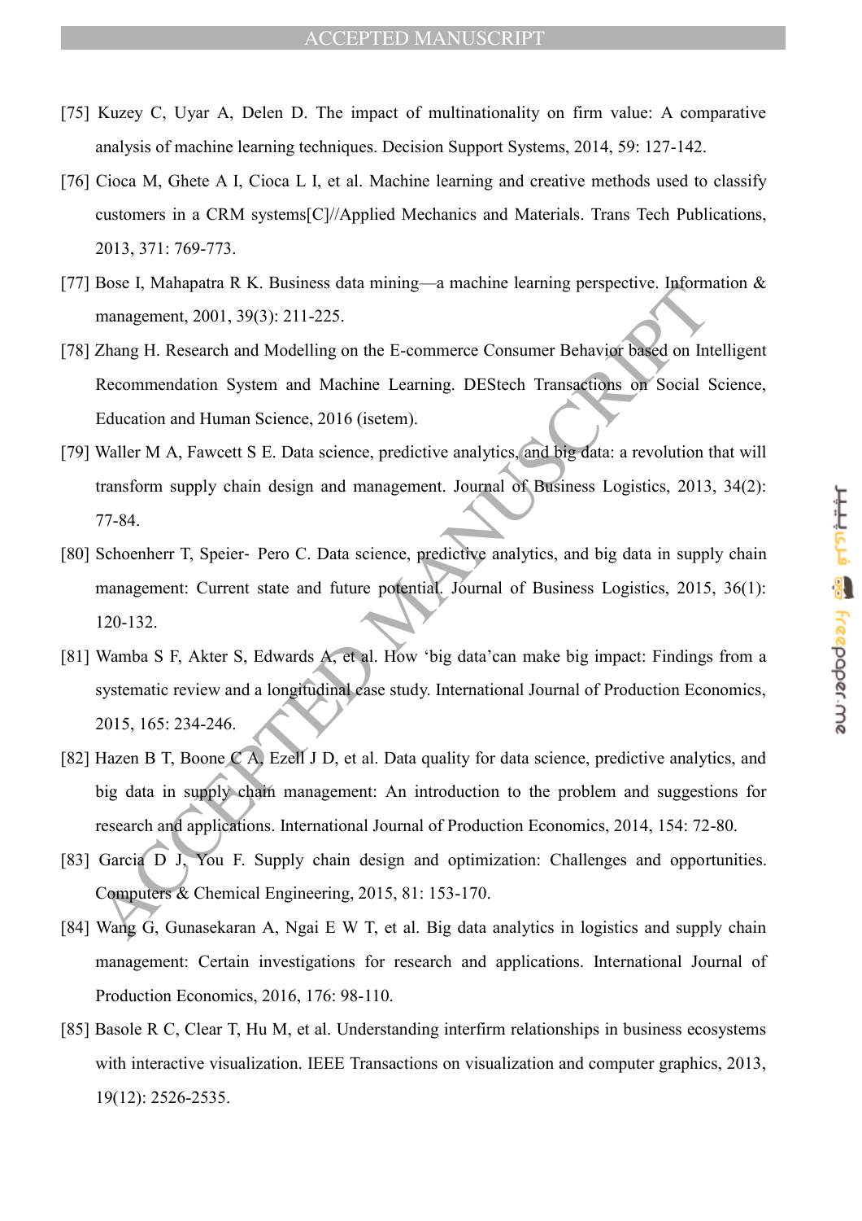[75] Kuzey C, Uyar A, Delen D. The impact of multinationality on firm value: A comparative analysis of machine learning techniques. Decision Support Systems, 2014, 59: 127-142.

[76] Cioca M, Ghete A I, Cioca L I, et al. Machine learning and creative methods used to classify customers in a CRM systems[C]//Applied Mechanics and Materials. Trans Tech Publications, 2013, 371: 769-773.

[77] Bose I, Mahapatra R K. Business data mining—a machine learning perspective. Information & management, 2001, 39(3): 211-225.

[78] Zhang H. Research and Modelling on the E-commerce Consumer Behavior based on Intelligent Recommendation System and Machine Learning. DEStech Transactions on Social Science, Education and Human Science, 2016 (isetem).

[79] Waller M A, Fawcett S E. Data science, predictive analytics, and big data: a revolution that will transform supply chain design and management. Journal of Business Logistics, 2013, 34(2): 77-84.

[80] Schoenherr T, Speier‐ Pero C. Data science, predictive analytics, and big data in supply chain management: Current state and future potential. Journal of Business Logistics, 2015, 36(1): 120-132.

[81] Wamba S F, Akter S, Edwards A, et al. How 'big data'can make big impact: Findings from a systematic review and a longitudinal case study. International Journal of Production Economics, 2015, 165: 234-246.

[82] Hazen B T, Boone C A, Ezell J D, et al. Data quality for data science, predictive analytics, and big data in supply chain management: An introduction to the problem and suggestions for research and applications. International Journal of Production Economics, 2014, 154: 72-80.

[83] Garcia D J, You F. Supply chain design and optimization: Challenges and opportunities. Computers & Chemical Engineering, 2015, 81: 153-170.

[84] Wang G, Gunasekaran A, Ngai E W T, et al. Big data analytics in logistics and supply chain management: Certain investigations for research and applications. International Journal of Production Economics, 2016, 176: 98-110.

[85] Basole R C, Clear T, Hu M, et al. Understanding interfirm relationships in business ecosystems with interactive visualization. IEEE Transactions on visualization and computer graphics, 2013, 19(12): 2526-2535.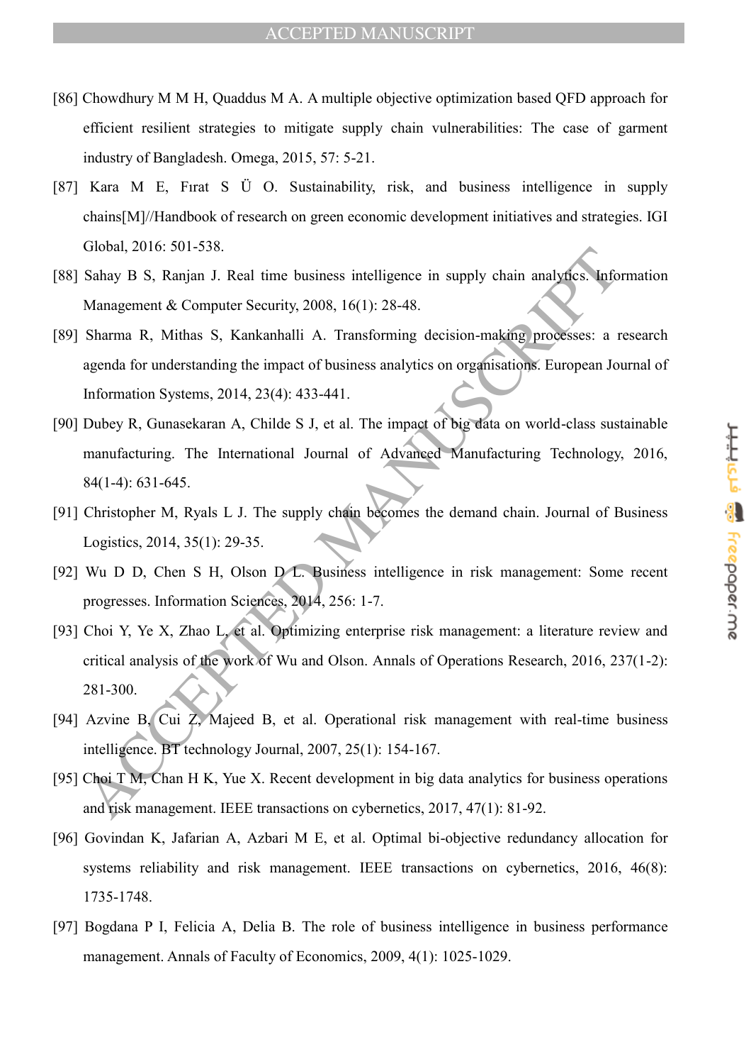[86] Chowdhury M M H, Quaddus M A. A multiple objective optimization based QFD approach for efficient resilient strategies to mitigate supply chain vulnerabilities: The case of garment industry of Bangladesh. Omega, 2015, 57: 5-21.

[87] Kara M E, Fırat S Ü O. Sustainability, risk, and business intelligence in supply chains[M]//Handbook of research on green economic development initiatives and strategies. IGI Global, 2016: 501-538.

[88] Sahay B S, Ranjan J. Real time business intelligence in supply chain analytics. Information Management & Computer Security, 2008, 16(1): 28-48.

[89] Sharma R, Mithas S, Kankanhalli A. Transforming decision-making processes: a research agenda for understanding the impact of business analytics on organisations. European Journal of Information Systems, 2014, 23(4): 433-441.

[90] Dubey R, Gunasekaran A, Childe S J, et al. The impact of big data on world-class sustainable manufacturing. The International Journal of Advanced Manufacturing Technology, 2016, 84(1-4): 631-645.

[91] Christopher M, Ryals L J. The supply chain becomes the demand chain. Journal of Business Logistics, 2014, 35(1): 29-35.

[92] Wu D D, Chen S H, Olson D L. Business intelligence in risk management: Some recent progresses. Information Sciences, 2014, 256: 1-7.

[93] Choi Y, Ye X, Zhao L, et al. Optimizing enterprise risk management: a literature review and critical analysis of the work of Wu and Olson. Annals of Operations Research, 2016, 237(1-2): 281-300.

[94] Azvine B, Cui Z, Majeed B, et al. Operational risk management with real-time business intelligence. BT technology Journal, 2007, 25(1): 154-167.

[95] Choi T M, Chan H K, Yue X. Recent development in big data analytics for business operations and risk management. IEEE transactions on cybernetics, 2017, 47(1): 81-92.

[96] Govindan K, Jafarian A, Azbari M E, et al. Optimal bi-objective redundancy allocation for systems reliability and risk management. IEEE transactions on cybernetics, 2016, 46(8): 1735-1748.

[97] Bogdana P I, Felicia A, Delia B. The role of business intelligence in business performance management. Annals of Faculty of Economics, 2009, 4(1): 1025-1029.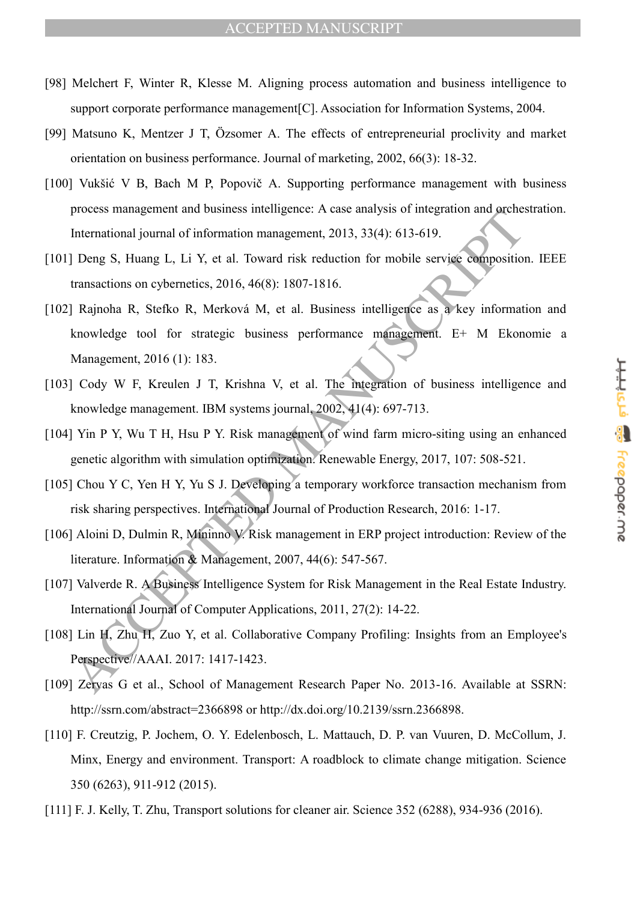[98] Melchert F, Winter R, Klesse M. Aligning process automation and business intelligence to support corporate performance management[C]. Association for Information Systems, 2004.

[99] Matsuno K, Mentzer J T, Özsomer A. The effects of entrepreneurial proclivity and market orientation on business performance. Journal of marketing, 2002, 66(3): 18-32.

[100] Vukšić V B, Bach M P, Popovič A. Supporting performance management with business process management and business intelligence: A case analysis of integration and orchestration. International journal of information management, 2013, 33(4): 613-619.

[101] Deng S, Huang L, Li Y, et al. Toward risk reduction for mobile service composition. IEEE transactions on cybernetics, 2016, 46(8): 1807-1816.

[102] Rajnoha R, Stefko R, Merková M, et al. Business intelligence as a key information and knowledge tool for strategic business performance management. E+ M Ekonomie a Management, 2016 (1): 183.

[103] Cody W F, Kreulen J T, Krishna V, et al. The integration of business intelligence and knowledge management. IBM systems journal, 2002, 41(4): 697-713.

[104] Yin P Y, Wu T H, Hsu P Y. Risk management of wind farm micro-siting using an enhanced genetic algorithm with simulation optimization. Renewable Energy, 2017, 107: 508-521.

[105] Chou Y C, Yen H Y, Yu S J. Developing a temporary workforce transaction mechanism from risk sharing perspectives. International Journal of Production Research, 2016: 1-17.

[106] Aloini D, Dulmin R, Mininno V. Risk management in ERP project introduction: Review of the literature. Information & Management, 2007, 44(6): 547-567.

[107] Valverde R. A Business Intelligence System for Risk Management in the Real Estate Industry. International Journal of Computer Applications, 2011, 27(2): 14-22.

[108] Lin H, Zhu H, Zuo Y, et al. Collaborative Company Profiling: Insights from an Employee's Perspective//AAAI. 2017: 1417-1423.

[109] Zervas G et al., School of Management Research Paper No. 2013-16. Available at SSRN: http://ssrn.com/abstract=2366898 or http://dx.doi.org/10.2139/ssrn.2366898.

[110] F. Creutzig, P. Jochem, O. Y. Edelenbosch, L. Mattauch, D. P. van Vuuren, D. McCollum, J. Minx, Energy and environment. Transport: A roadblock to climate change mitigation. Science 350 (6263), 911-912 (2015).

[111] F. J. Kelly, T. Zhu, Transport solutions for cleaner air. Science 352 (6288), 934-936 (2016).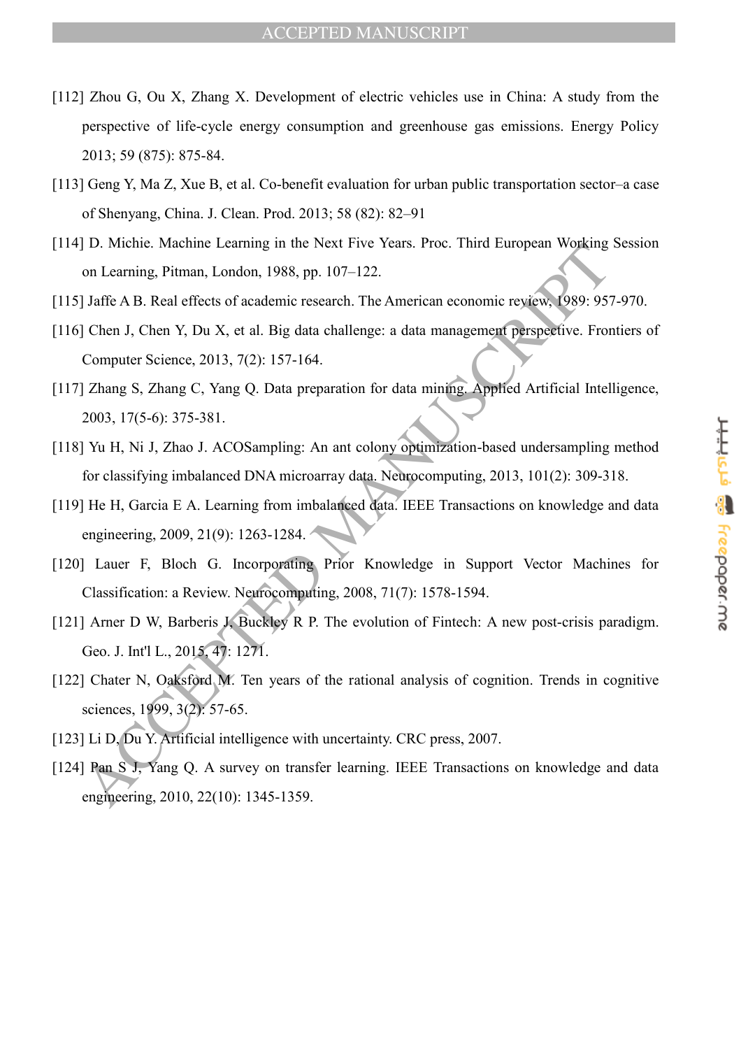[112] Zhou G, Ou X, Zhang X. Development of electric vehicles use in China: A study from the perspective of life-cycle energy consumption and greenhouse gas emissions. Energy Policy 2013; 59 (875): 875-84.

[113] Geng Y, Ma Z, Xue B, et al. Co-benefit evaluation for urban public transportation sector–a case of Shenyang, China. J. Clean. Prod. 2013; 58 (82): 82–91

[114] D. Michie. Machine Learning in the Next Five Years. Proc. Third European Working Session on Learning, Pitman, London, 1988, pp. 107–122.

[115] Jaffe A B. Real effects of academic research. The American economic review, 1989: 957-970.

[116] Chen J, Chen Y, Du X, et al. Big data challenge: a data management perspective. Frontiers of Computer Science, 2013, 7(2): 157-164.

[117] Zhang S, Zhang C, Yang Q. Data preparation for data mining. Applied Artificial Intelligence, 2003, 17(5-6): 375-381.

[118] Yu H, Ni J, Zhao J. ACOSampling: An ant colony optimization-based undersampling method for classifying imbalanced DNA microarray data. Neurocomputing, 2013, 101(2): 309-318.

[119] He H, Garcia E A. Learning from imbalanced data. IEEE Transactions on knowledge and data engineering, 2009, 21(9): 1263-1284.

[120] Lauer F, Bloch G. Incorporating Prior Knowledge in Support Vector Machines for Classification: a Review. Neurocomputing, 2008, 71(7): 1578-1594.

[121] Arner D W, Barberis J, Buckley R P. The evolution of Fintech: A new post-crisis paradigm. Geo. J. Int'l L., 2015, 47: 1271.

[122] Chater N, Oaksford M. Ten years of the rational analysis of cognition. Trends in cognitive sciences, 1999, 3(2): 57-65.

[123] Li D, Du Y. Artificial intelligence with uncertainty. CRC press, 2007.

[124] Pan S J, Yang Q. A survey on transfer learning. IEEE Transactions on knowledge and data engineering, 2010, 22(10): 1345-1359.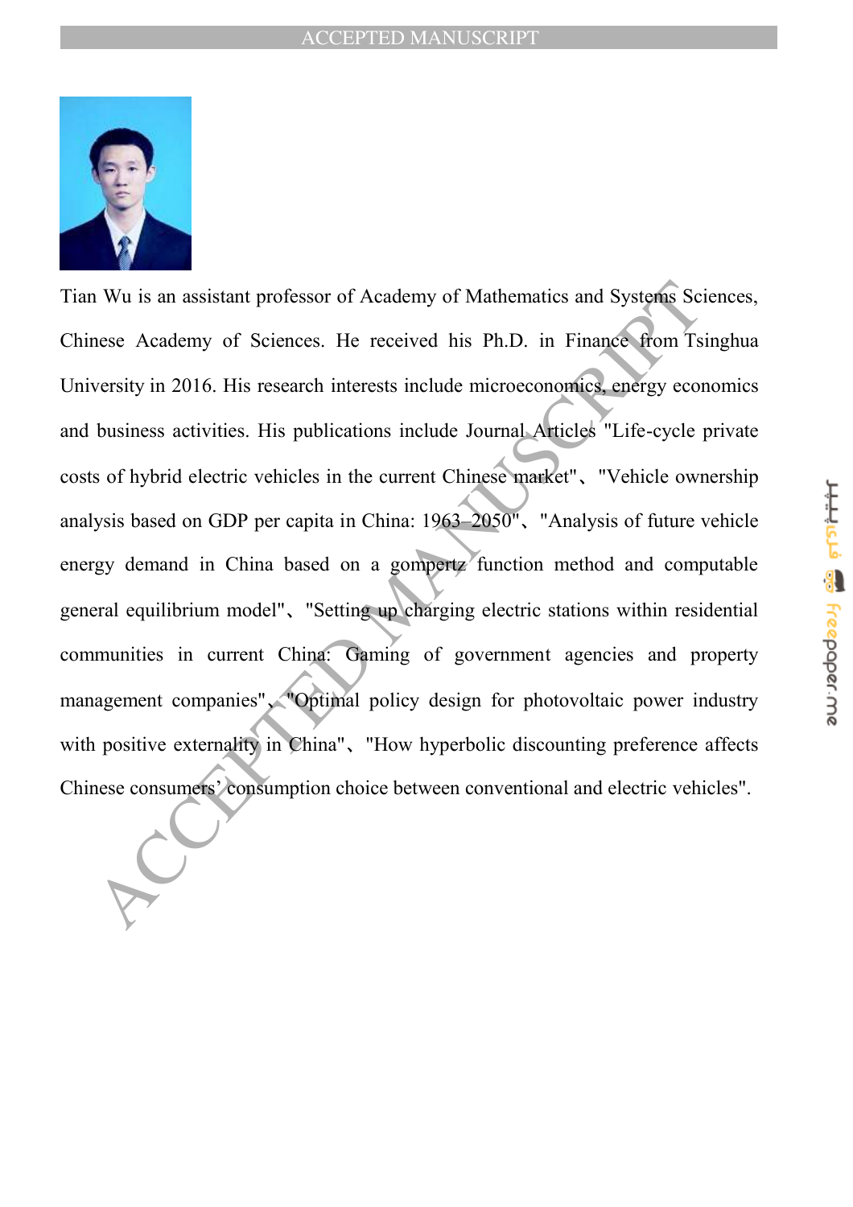Tian Wu is an assistant professor of Academy of Mathematics and Systems Sciences, Chinese Academy of Sciences. He received his Ph.D. in Finance from Tsinghua University in 2016. His research interests include microeconomics, energy economics and business activities. His publications include Journal Articles "Life-cycle private costs of hybrid electric vehicles in the current Chinese market"、"Vehicle ownership analysis based on GDP per capita in China: 1963–2050"、"Analysis of future vehicle energy demand in China based on a gompertz function method and computable general equilibrium model"、"Setting up charging electric stations within residential communities in current China: Gaming of government agencies and property management companies"、"Optimal policy design for photovoltaic power industry with positive externality in China"、"How hyperbolic discounting preference affects Chinese consumers' consumption choice between conventional and electric vehicles".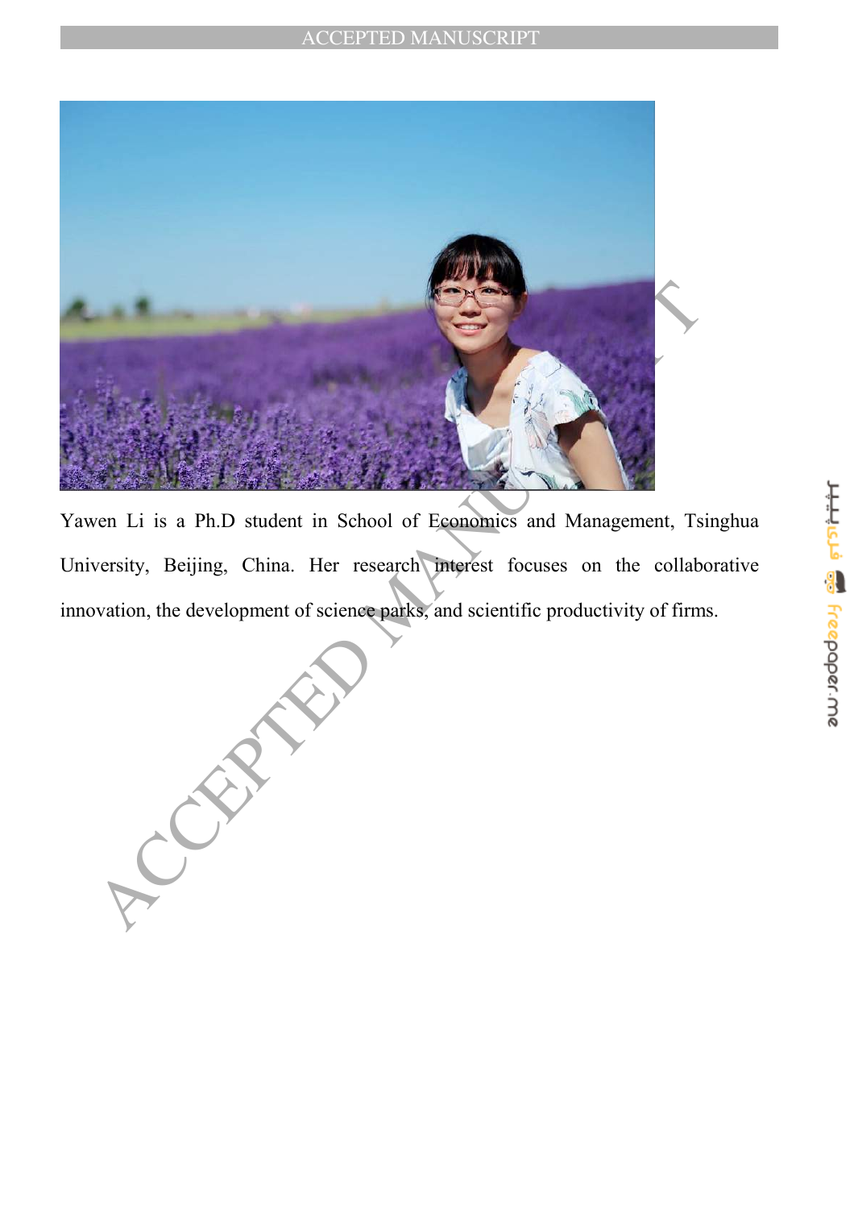Yawen Li is a Ph.D student in School of Economics and Management, Tsinghua University, Beijing, China. Her research interest focuses on the collaborative innovation, the development of science parks, and scientific productivity of firms.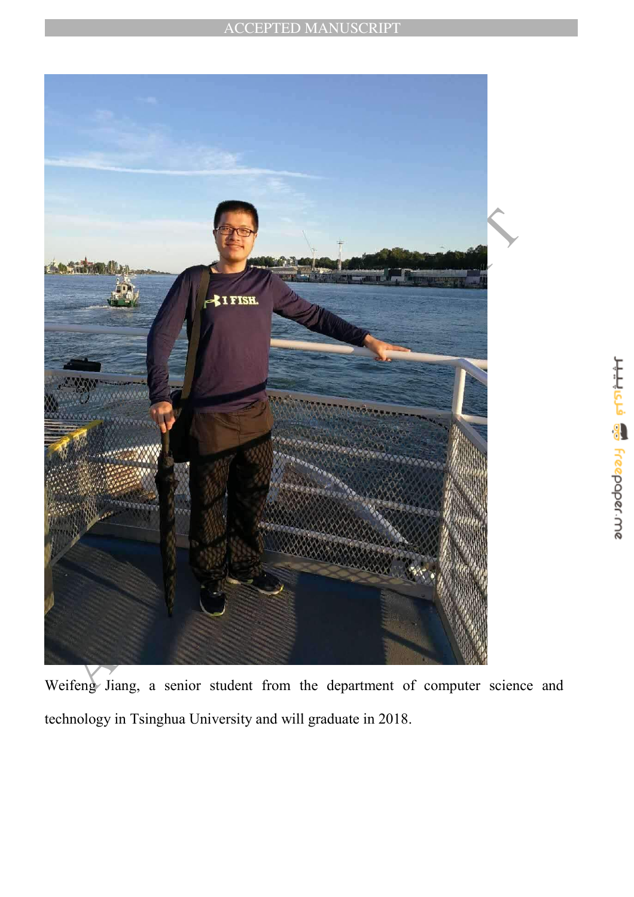Weifeng Jiang, a senior student from the department of computer science and technology in Tsinghua University and will graduate in 2018.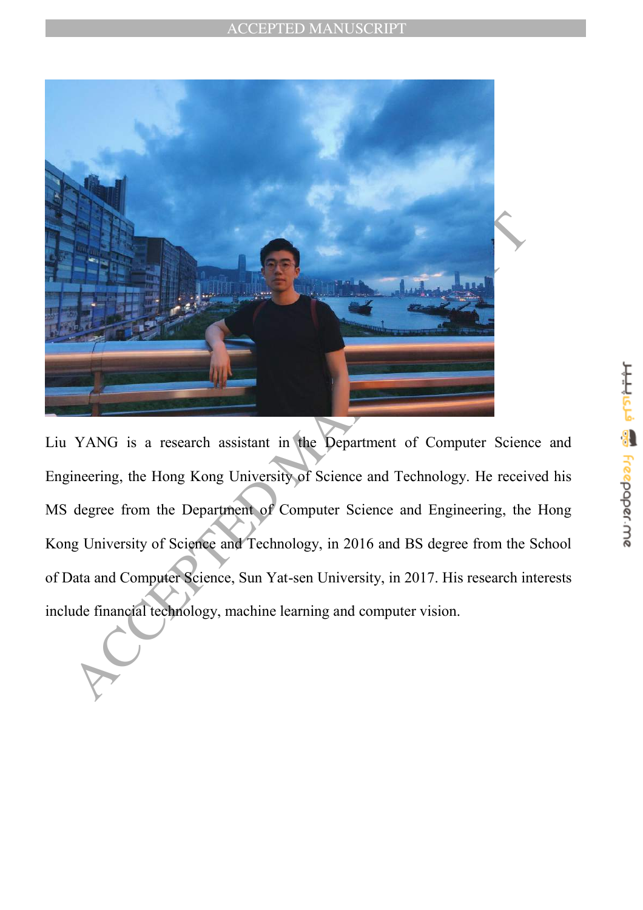Liu YANG is a research assistant in the Department of Computer Science and Engineering, the Hong Kong University of Science and Technology. He received his MS degree from the Department of Computer Science and Engineering, the Hong Kong University of Science and Technology, in 2016 and BS degree from the School of Data and Computer Science, Sun Yat-sen University, in 2017. His research interests include financial technology, machine learning and computer vision.